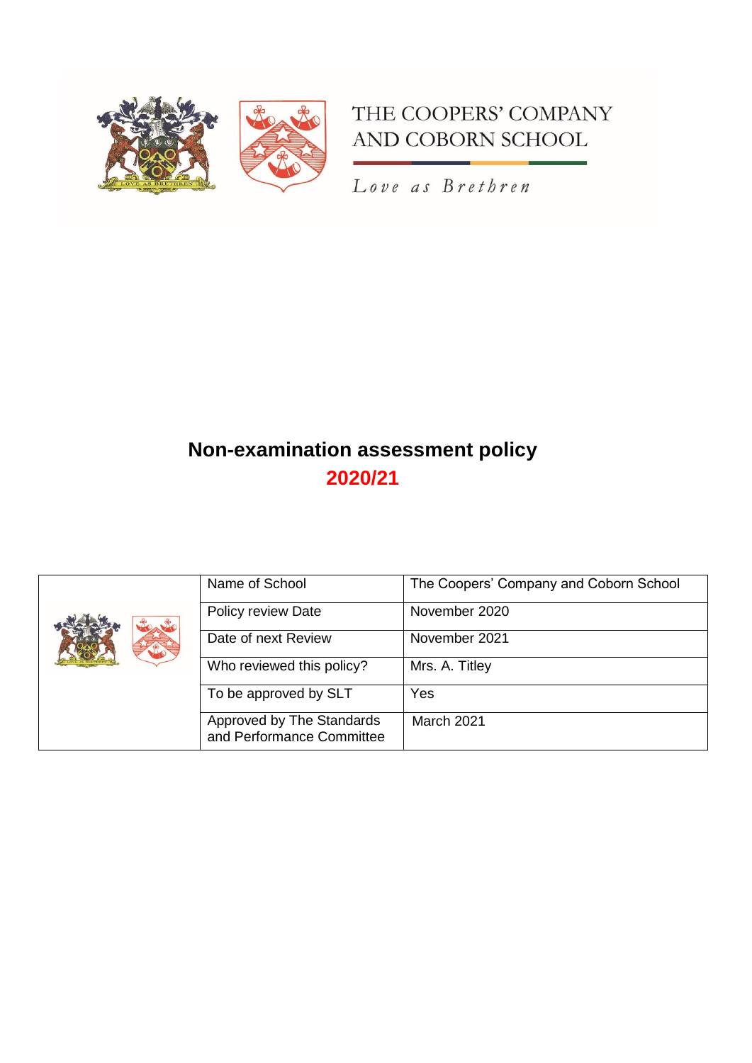THE COOPERS' COMPANY AND COBORN SCHOOL

*Love as Brethren*

# Non-examination assessment policy

## 2020/21

| | Name of School | The Coopers' Company and Coborn School |
|---|---|---|
| | Policy review Date | November 2020 |
| | Date of next Review | November 2021 |
| | Who reviewed this policy? | Mrs. A. Titley |
| | To be approved by SLT | Yes |
| | Approved by The Standards and Performance Committee | March 2021 |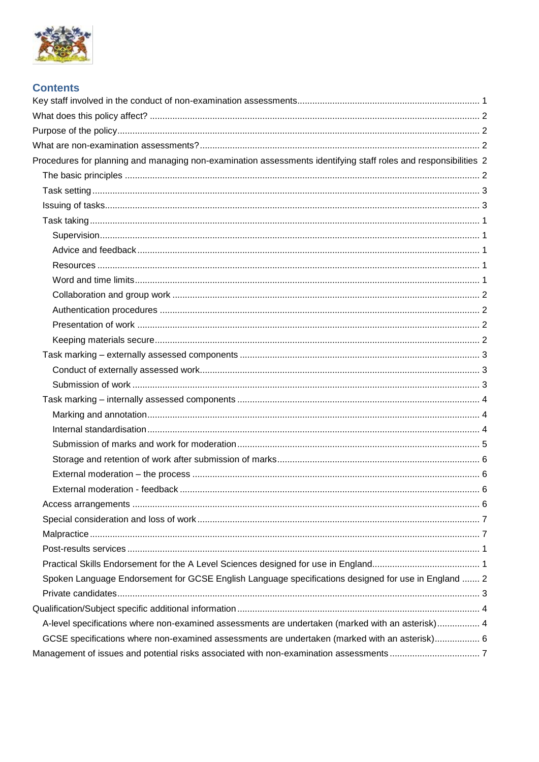## Contents

- Key staff involved in the conduct of non-examination assessments .... 1
- What does this policy affect? .... 2
- Purpose of the policy .... 2
- What are non-examination assessments? .... 2
- Procedures for planning and managing non-examination assessments identifying staff roles and responsibilities 2
  - The basic principles .... 2
  - Task setting .... 3
  - Issuing of tasks .... 3
  - Task taking .... 1
    - Supervision .... 1
    - Advice and feedback .... 1
    - Resources .... 1
    - Word and time limits .... 1
    - Collaboration and group work .... 2
    - Authentication procedures .... 2
    - Presentation of work .... 2
    - Keeping materials secure .... 2
  - Task marking – externally assessed components .... 3
    - Conduct of externally assessed work .... 3
    - Submission of work .... 3
  - Task marking – internally assessed components .... 4
    - Marking and annotation .... 4
    - Internal standardisation .... 4
    - Submission of marks and work for moderation .... 5
    - Storage and retention of work after submission of marks .... 6
    - External moderation – the process .... 6
    - External moderation - feedback .... 6
  - Access arrangements .... 6
  - Special consideration and loss of work .... 7
  - Malpractice .... 7
  - Post-results services .... 1
  - Practical Skills Endorsement for the A Level Sciences designed for use in England .... 1
  - Spoken Language Endorsement for GCSE English Language specifications designed for use in England .... 2
  - Private candidates .... 3
- Qualification/Subject specific additional information .... 4
  - A-level specifications where non-examined assessments are undertaken (marked with an asterisk) .... 4
  - GCSE specifications where non-examined assessments are undertaken (marked with an asterisk) .... 6
- Management of issues and potential risks associated with non-examination assessments .... 7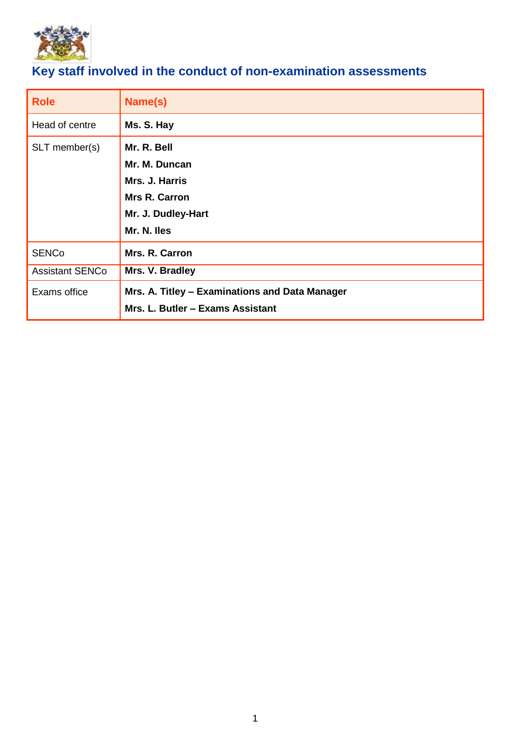## Key staff involved in the conduct of non-examination assessments

| Role | Name(s) |
| --- | --- |
| Head of centre | **Ms. S. Hay** |
| SLT member(s) | **Mr. R. Bell**<br>**Mr. M. Duncan**<br>**Mrs. J. Harris**<br>**Mrs R. Carron**<br>**Mr. J. Dudley-Hart**<br>**Mr. N. Iles** |
| SENCo | **Mrs. R. Carron** |
| Assistant SENCo | **Mrs. V. Bradley** |
| Exams office | **Mrs. A. Titley – Examinations and Data Manager**<br>**Mrs. L. Butler – Exams Assistant** |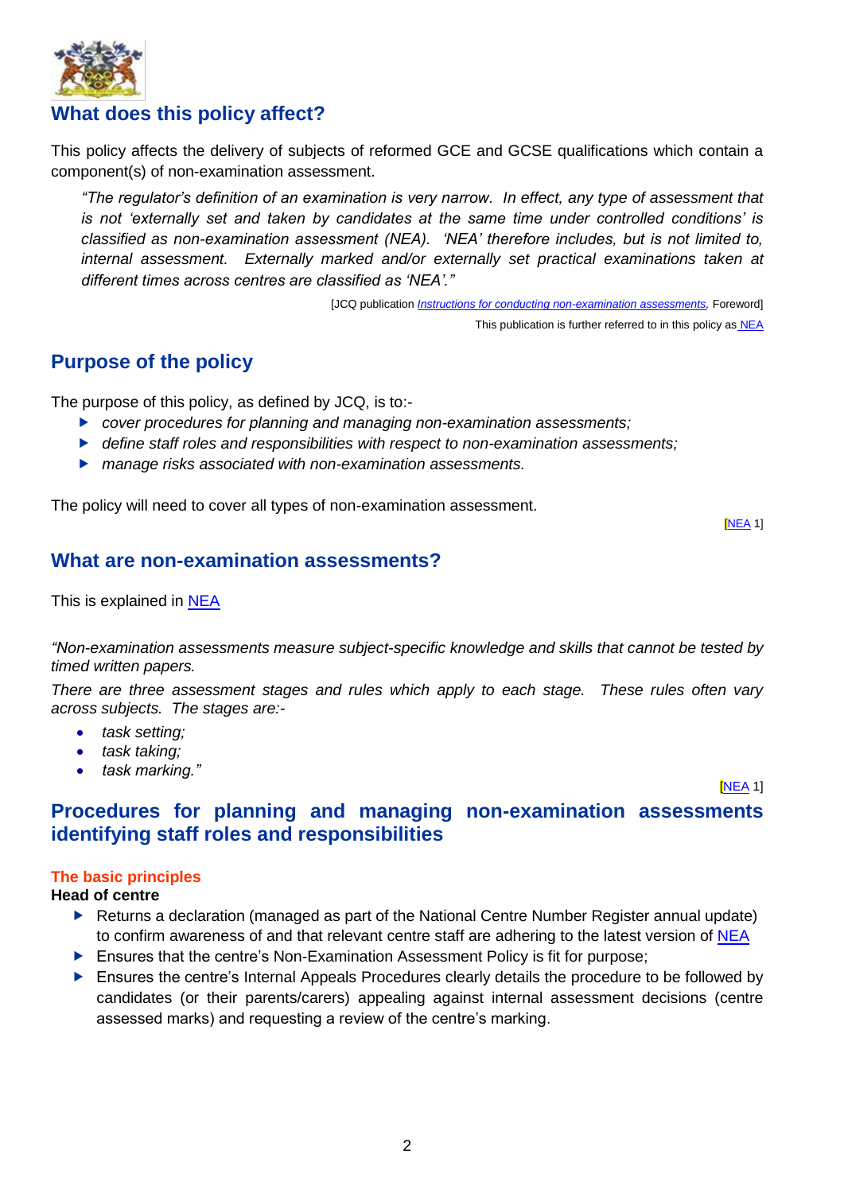## What does this policy affect?

This policy affects the delivery of subjects of reformed GCE and GCSE qualifications which contain a component(s) of non-examination assessment.

> *"The regulator's definition of an examination is very narrow. In effect, any type of assessment that is not 'externally set and taken by candidates at the same time under controlled conditions' is classified as non-examination assessment (NEA). 'NEA' therefore includes, but is not limited to, internal assessment. Externally marked and/or externally set practical examinations taken at different times across centres are classified as 'NEA'."*

[JCQ publication *Instructions for conducting non-examination assessments*, Foreword]

This publication is further referred to in this policy as NEA

## Purpose of the policy

The purpose of this policy, as defined by JCQ, is to:-

- *cover procedures for planning and managing non-examination assessments;*
- *define staff roles and responsibilities with respect to non-examination assessments;*
- *manage risks associated with non-examination assessments.*

The policy will need to cover all types of non-examination assessment.

[NEA 1]

## What are non-examination assessments?

This is explained in NEA

*"Non-examination assessments measure subject-specific knowledge and skills that cannot be tested by timed written papers.*

*There are three assessment stages and rules which apply to each stage. These rules often vary across subjects. The stages are:-*

- *task setting;*
- *task taking;*
- *task marking."*

[NEA 1]

## Procedures for planning and managing non-examination assessments identifying staff roles and responsibilities

### The basic principles

**Head of centre**

- Returns a declaration (managed as part of the National Centre Number Register annual update) to confirm awareness of and that relevant centre staff are adhering to the latest version of NEA
- Ensures that the centre's Non-Examination Assessment Policy is fit for purpose;
- Ensures the centre's Internal Appeals Procedures clearly details the procedure to be followed by candidates (or their parents/carers) appealing against internal assessment decisions (centre assessed marks) and requesting a review of the centre's marking.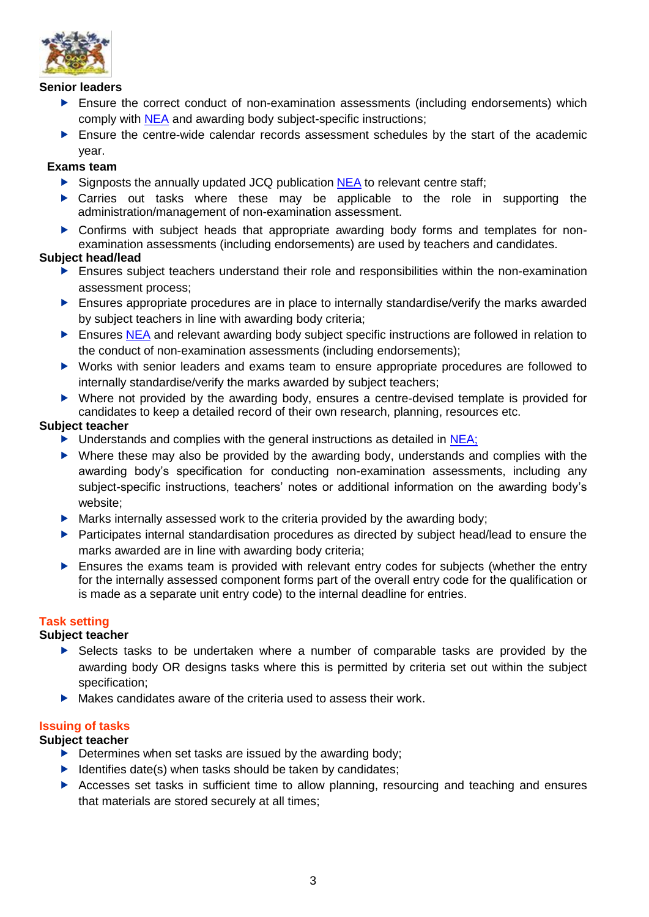**Senior leaders**

- Ensure the correct conduct of non-examination assessments (including endorsements) which comply with NEA and awarding body subject-specific instructions;
- Ensure the centre-wide calendar records assessment schedules by the start of the academic year.

**Exams team**

- Signposts the annually updated JCQ publication NEA to relevant centre staff;
- Carries out tasks where these may be applicable to the role in supporting the administration/management of non-examination assessment.
- Confirms with subject heads that appropriate awarding body forms and templates for non-examination assessments (including endorsements) are used by teachers and candidates.

**Subject head/lead**

- Ensures subject teachers understand their role and responsibilities within the non-examination assessment process;
- Ensures appropriate procedures are in place to internally standardise/verify the marks awarded by subject teachers in line with awarding body criteria;
- Ensures NEA and relevant awarding body subject specific instructions are followed in relation to the conduct of non-examination assessments (including endorsements);
- Works with senior leaders and exams team to ensure appropriate procedures are followed to internally standardise/verify the marks awarded by subject teachers;
- Where not provided by the awarding body, ensures a centre-devised template is provided for candidates to keep a detailed record of their own research, planning, resources etc.

**Subject teacher**

- Understands and complies with the general instructions as detailed in NEA;
- Where these may also be provided by the awarding body, understands and complies with the awarding body's specification for conducting non-examination assessments, including any subject-specific instructions, teachers' notes or additional information on the awarding body's website;
- Marks internally assessed work to the criteria provided by the awarding body;
- Participates internal standardisation procedures as directed by subject head/lead to ensure the marks awarded are in line with awarding body criteria;
- Ensures the exams team is provided with relevant entry codes for subjects (whether the entry for the internally assessed component forms part of the overall entry code for the qualification or is made as a separate unit entry code) to the internal deadline for entries.

## Task setting

**Subject teacher**

- Selects tasks to be undertaken where a number of comparable tasks are provided by the awarding body OR designs tasks where this is permitted by criteria set out within the subject specification;
- Makes candidates aware of the criteria used to assess their work.

## Issuing of tasks

**Subject teacher**

- Determines when set tasks are issued by the awarding body;
- Identifies date(s) when tasks should be taken by candidates;
- Accesses set tasks in sufficient time to allow planning, resourcing and teaching and ensures that materials are stored securely at all times;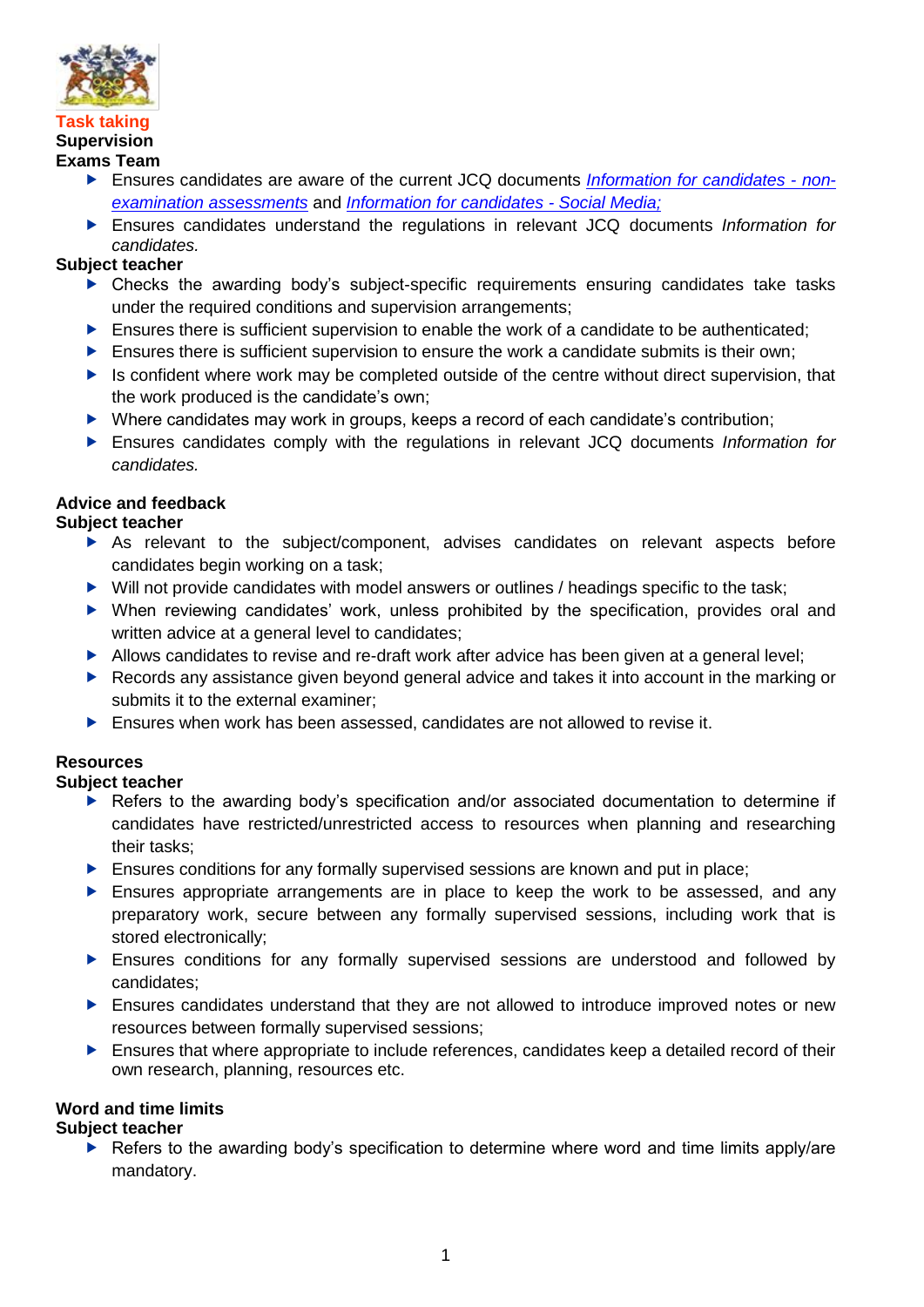## Task taking

### Supervision

**Exams Team**

- Ensures candidates are aware of the current JCQ documents *Information for candidates - non-examination assessments* and *Information for candidates - Social Media;*
- Ensures candidates understand the regulations in relevant JCQ documents *Information for candidates.*

**Subject teacher**

- Checks the awarding body's subject-specific requirements ensuring candidates take tasks under the required conditions and supervision arrangements;
- Ensures there is sufficient supervision to enable the work of a candidate to be authenticated;
- Ensures there is sufficient supervision to ensure the work a candidate submits is their own;
- Is confident where work may be completed outside of the centre without direct supervision, that the work produced is the candidate's own;
- Where candidates may work in groups, keeps a record of each candidate's contribution;
- Ensures candidates comply with the regulations in relevant JCQ documents *Information for candidates.*

### Advice and feedback

**Subject teacher**

- As relevant to the subject/component, advises candidates on relevant aspects before candidates begin working on a task;
- Will not provide candidates with model answers or outlines / headings specific to the task;
- When reviewing candidates' work, unless prohibited by the specification, provides oral and written advice at a general level to candidates;
- Allows candidates to revise and re-draft work after advice has been given at a general level;
- Records any assistance given beyond general advice and takes it into account in the marking or submits it to the external examiner;
- Ensures when work has been assessed, candidates are not allowed to revise it.

### Resources

**Subject teacher**

- Refers to the awarding body's specification and/or associated documentation to determine if candidates have restricted/unrestricted access to resources when planning and researching their tasks;
- Ensures conditions for any formally supervised sessions are known and put in place;
- Ensures appropriate arrangements are in place to keep the work to be assessed, and any preparatory work, secure between any formally supervised sessions, including work that is stored electronically;
- Ensures conditions for any formally supervised sessions are understood and followed by candidates;
- Ensures candidates understand that they are not allowed to introduce improved notes or new resources between formally supervised sessions;
- Ensures that where appropriate to include references, candidates keep a detailed record of their own research, planning, resources etc.

### Word and time limits

**Subject teacher**

- Refers to the awarding body's specification to determine where word and time limits apply/are mandatory.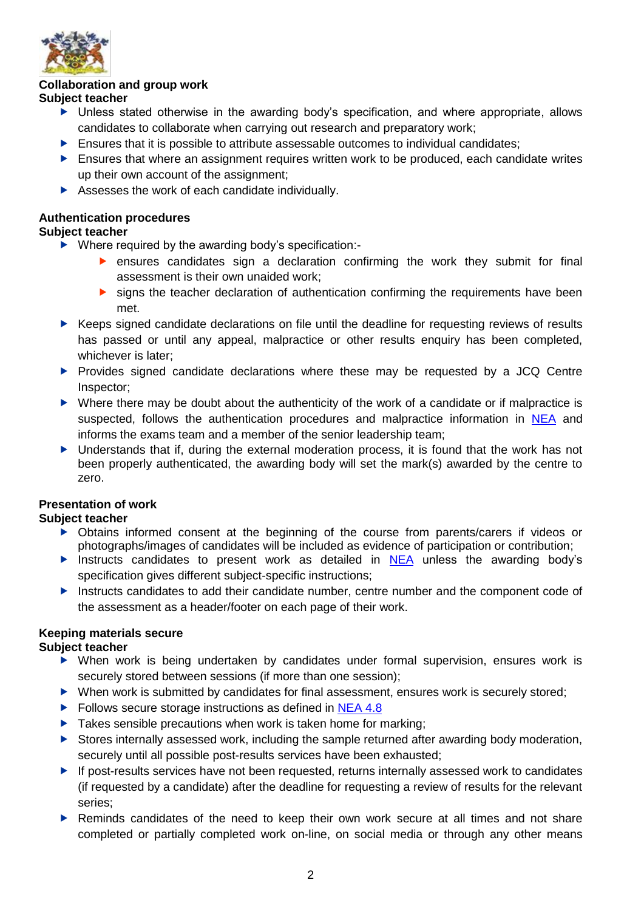**Collaboration and group work**

**Subject teacher**

- Unless stated otherwise in the awarding body's specification, and where appropriate, allows candidates to collaborate when carrying out research and preparatory work;
- Ensures that it is possible to attribute assessable outcomes to individual candidates;
- Ensures that where an assignment requires written work to be produced, each candidate writes up their own account of the assignment;
- Assesses the work of each candidate individually.

**Authentication procedures**

**Subject teacher**

- Where required by the awarding body's specification:-
  - ensures candidates sign a declaration confirming the work they submit for final assessment is their own unaided work;
  - signs the teacher declaration of authentication confirming the requirements have been met.
- Keeps signed candidate declarations on file until the deadline for requesting reviews of results has passed or until any appeal, malpractice or other results enquiry has been completed, whichever is later;
- Provides signed candidate declarations where these may be requested by a JCQ Centre Inspector;
- Where there may be doubt about the authenticity of the work of a candidate or if malpractice is suspected, follows the authentication procedures and malpractice information in NEA and informs the exams team and a member of the senior leadership team;
- Understands that if, during the external moderation process, it is found that the work has not been properly authenticated, the awarding body will set the mark(s) awarded by the centre to zero.

**Presentation of work**

**Subject teacher**

- Obtains informed consent at the beginning of the course from parents/carers if videos or photographs/images of candidates will be included as evidence of participation or contribution;
- Instructs candidates to present work as detailed in NEA unless the awarding body's specification gives different subject-specific instructions;
- Instructs candidates to add their candidate number, centre number and the component code of the assessment as a header/footer on each page of their work.

**Keeping materials secure**

**Subject teacher**

- When work is being undertaken by candidates under formal supervision, ensures work is securely stored between sessions (if more than one session);
- When work is submitted by candidates for final assessment, ensures work is securely stored;
- Follows secure storage instructions as defined in NEA 4.8
- Takes sensible precautions when work is taken home for marking;
- Stores internally assessed work, including the sample returned after awarding body moderation, securely until all possible post-results services have been exhausted;
- If post-results services have not been requested, returns internally assessed work to candidates (if requested by a candidate) after the deadline for requesting a review of results for the relevant series;
- Reminds candidates of the need to keep their own work secure at all times and not share completed or partially completed work on-line, on social media or through any other means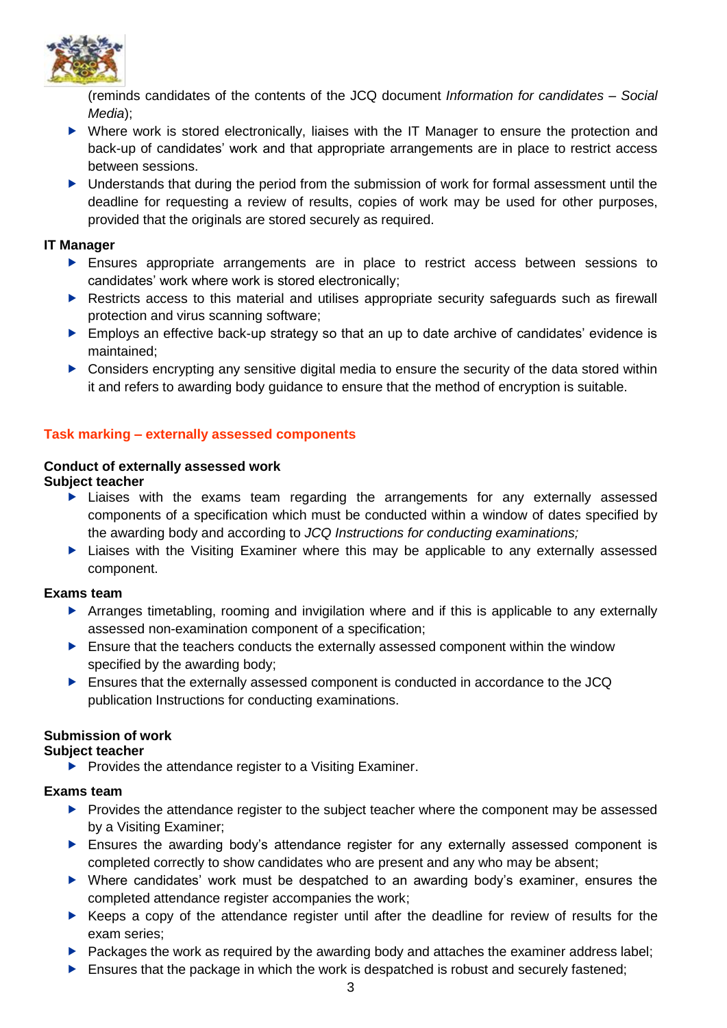(reminds candidates of the contents of the JCQ document *Information for candidates – Social Media*);

- Where work is stored electronically, liaises with the IT Manager to ensure the protection and back-up of candidates' work and that appropriate arrangements are in place to restrict access between sessions.
- Understands that during the period from the submission of work for formal assessment until the deadline for requesting a review of results, copies of work may be used for other purposes, provided that the originals are stored securely as required.

**IT Manager**

- Ensures appropriate arrangements are in place to restrict access between sessions to candidates' work where work is stored electronically;
- Restricts access to this material and utilises appropriate security safeguards such as firewall protection and virus scanning software;
- Employs an effective back-up strategy so that an up to date archive of candidates' evidence is maintained;
- Considers encrypting any sensitive digital media to ensure the security of the data stored within it and refers to awarding body guidance to ensure that the method of encryption is suitable.

## Task marking – externally assessed components

**Conduct of externally assessed work**

**Subject teacher**

- Liaises with the exams team regarding the arrangements for any externally assessed components of a specification which must be conducted within a window of dates specified by the awarding body and according to *JCQ Instructions for conducting examinations;*
- Liaises with the Visiting Examiner where this may be applicable to any externally assessed component.

**Exams team**

- Arranges timetabling, rooming and invigilation where and if this is applicable to any externally assessed non-examination component of a specification;
- Ensure that the teachers conducts the externally assessed component within the window specified by the awarding body;
- Ensures that the externally assessed component is conducted in accordance to the JCQ publication Instructions for conducting examinations.

**Submission of work**

**Subject teacher**

- Provides the attendance register to a Visiting Examiner.

**Exams team**

- Provides the attendance register to the subject teacher where the component may be assessed by a Visiting Examiner;
- Ensures the awarding body's attendance register for any externally assessed component is completed correctly to show candidates who are present and any who may be absent;
- Where candidates' work must be despatched to an awarding body's examiner, ensures the completed attendance register accompanies the work;
- Keeps a copy of the attendance register until after the deadline for review of results for the exam series;
- Packages the work as required by the awarding body and attaches the examiner address label;
- Ensures that the package in which the work is despatched is robust and securely fastened;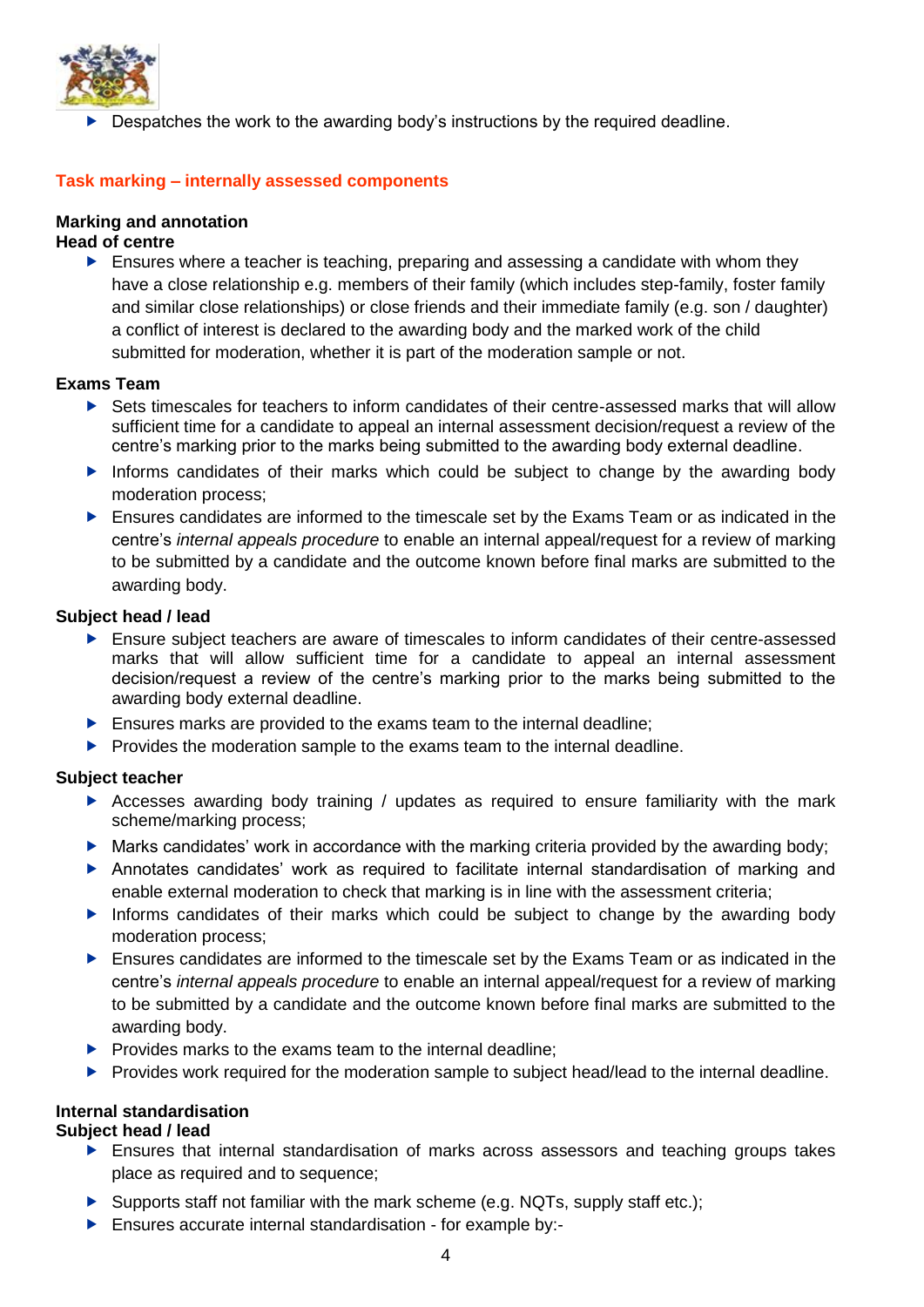- Despatches the work to the awarding body's instructions by the required deadline.

## Task marking – internally assessed components

**Marking and annotation**
**Head of centre**

- Ensures where a teacher is teaching, preparing and assessing a candidate with whom they have a close relationship e.g. members of their family (which includes step-family, foster family and similar close relationships) or close friends and their immediate family (e.g. son / daughter) a conflict of interest is declared to the awarding body and the marked work of the child submitted for moderation, whether it is part of the moderation sample or not.

**Exams Team**

- Sets timescales for teachers to inform candidates of their centre-assessed marks that will allow sufficient time for a candidate to appeal an internal assessment decision/request a review of the centre's marking prior to the marks being submitted to the awarding body external deadline.
- Informs candidates of their marks which could be subject to change by the awarding body moderation process;
- Ensures candidates are informed to the timescale set by the Exams Team or as indicated in the centre's *internal appeals procedure* to enable an internal appeal/request for a review of marking to be submitted by a candidate and the outcome known before final marks are submitted to the awarding body.

**Subject head / lead**

- Ensure subject teachers are aware of timescales to inform candidates of their centre-assessed marks that will allow sufficient time for a candidate to appeal an internal assessment decision/request a review of the centre's marking prior to the marks being submitted to the awarding body external deadline.
- Ensures marks are provided to the exams team to the internal deadline;
- Provides the moderation sample to the exams team to the internal deadline.

**Subject teacher**

- Accesses awarding body training / updates as required to ensure familiarity with the mark scheme/marking process;
- Marks candidates' work in accordance with the marking criteria provided by the awarding body;
- Annotates candidates' work as required to facilitate internal standardisation of marking and enable external moderation to check that marking is in line with the assessment criteria;
- Informs candidates of their marks which could be subject to change by the awarding body moderation process;
- Ensures candidates are informed to the timescale set by the Exams Team or as indicated in the centre's *internal appeals procedure* to enable an internal appeal/request for a review of marking to be submitted by a candidate and the outcome known before final marks are submitted to the awarding body.
- Provides marks to the exams team to the internal deadline;
- Provides work required for the moderation sample to subject head/lead to the internal deadline.

**Internal standardisation**
**Subject head / lead**

- Ensures that internal standardisation of marks across assessors and teaching groups takes place as required and to sequence;
- Supports staff not familiar with the mark scheme (e.g. NQTs, supply staff etc.);
- Ensures accurate internal standardisation - for example by:-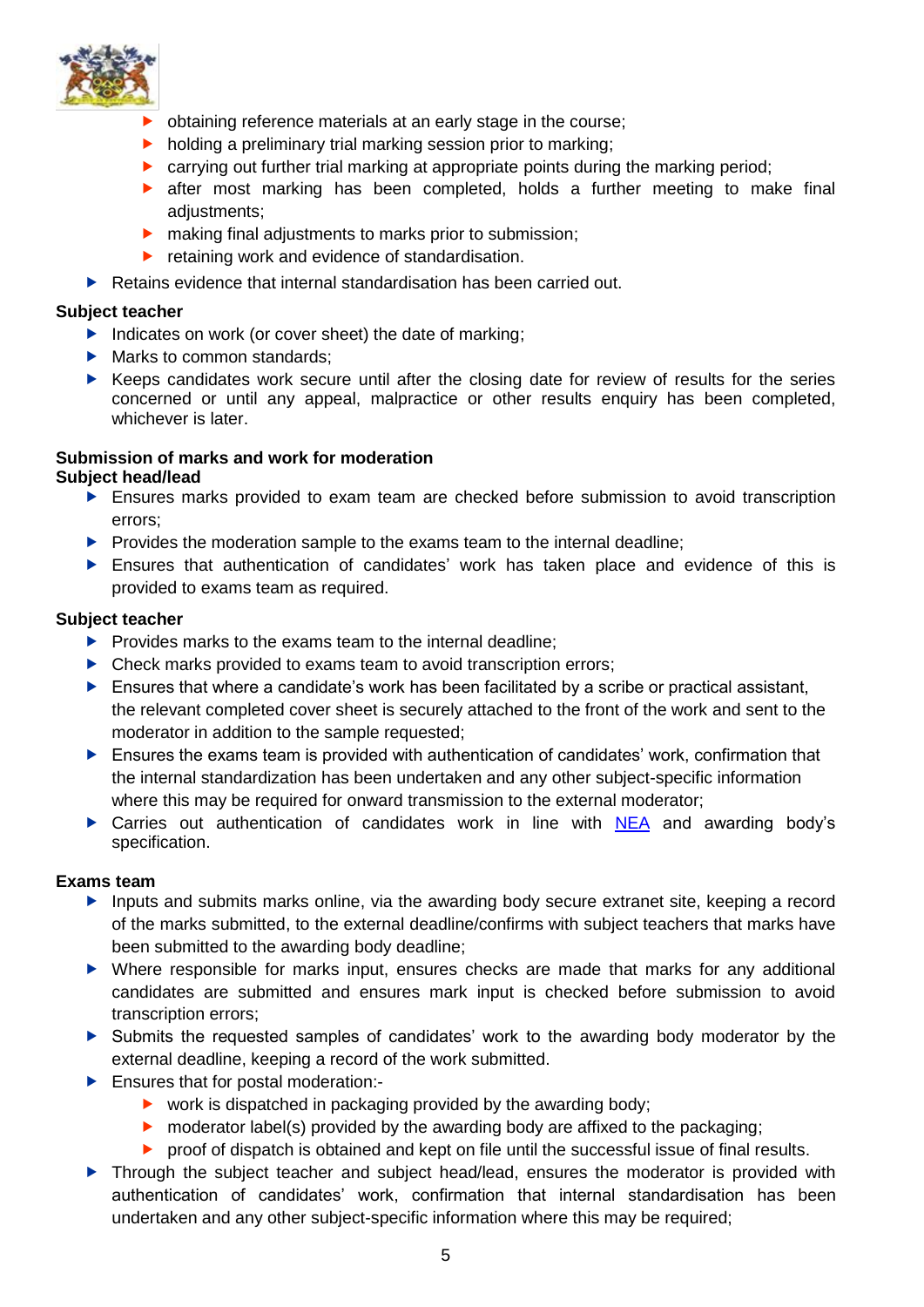- obtaining reference materials at an early stage in the course;
  - holding a preliminary trial marking session prior to marking;
  - carrying out further trial marking at appropriate points during the marking period;
  - after most marking has been completed, holds a further meeting to make final adjustments;
  - making final adjustments to marks prior to submission;
  - retaining work and evidence of standardisation.
- Retains evidence that internal standardisation has been carried out.

**Subject teacher**

- Indicates on work (or cover sheet) the date of marking;
- Marks to common standards;
- Keeps candidates work secure until after the closing date for review of results for the series concerned or until any appeal, malpractice or other results enquiry has been completed, whichever is later.

**Submission of marks and work for moderation**

**Subject head/lead**

- Ensures marks provided to exam team are checked before submission to avoid transcription errors;
- Provides the moderation sample to the exams team to the internal deadline;
- Ensures that authentication of candidates' work has taken place and evidence of this is provided to exams team as required.

**Subject teacher**

- Provides marks to the exams team to the internal deadline;
- Check marks provided to exams team to avoid transcription errors;
- Ensures that where a candidate's work has been facilitated by a scribe or practical assistant, the relevant completed cover sheet is securely attached to the front of the work and sent to the moderator in addition to the sample requested;
- Ensures the exams team is provided with authentication of candidates' work, confirmation that the internal standardization has been undertaken and any other subject-specific information where this may be required for onward transmission to the external moderator;
- Carries out authentication of candidates work in line with NEA and awarding body's specification.

**Exams team**

- Inputs and submits marks online, via the awarding body secure extranet site, keeping a record of the marks submitted, to the external deadline/confirms with subject teachers that marks have been submitted to the awarding body deadline;
- Where responsible for marks input, ensures checks are made that marks for any additional candidates are submitted and ensures mark input is checked before submission to avoid transcription errors;
- Submits the requested samples of candidates' work to the awarding body moderator by the external deadline, keeping a record of the work submitted.
- Ensures that for postal moderation:-
  - work is dispatched in packaging provided by the awarding body;
  - moderator label(s) provided by the awarding body are affixed to the packaging;
  - proof of dispatch is obtained and kept on file until the successful issue of final results.
- Through the subject teacher and subject head/lead, ensures the moderator is provided with authentication of candidates' work, confirmation that internal standardisation has been undertaken and any other subject-specific information where this may be required;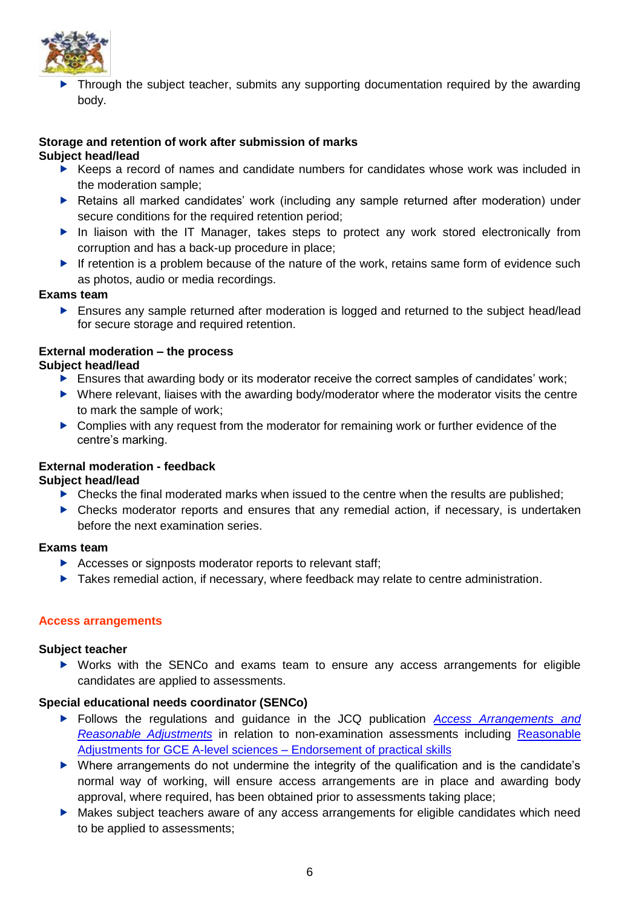- Through the subject teacher, submits any supporting documentation required by the awarding body.

**Storage and retention of work after submission of marks**
**Subject head/lead**

- Keeps a record of names and candidate numbers for candidates whose work was included in the moderation sample;
- Retains all marked candidates' work (including any sample returned after moderation) under secure conditions for the required retention period;
- In liaison with the IT Manager, takes steps to protect any work stored electronically from corruption and has a back-up procedure in place;
- If retention is a problem because of the nature of the work, retains same form of evidence such as photos, audio or media recordings.

**Exams team**

- Ensures any sample returned after moderation is logged and returned to the subject head/lead for secure storage and required retention.

**External moderation – the process**
**Subject head/lead**

- Ensures that awarding body or its moderator receive the correct samples of candidates' work;
- Where relevant, liaises with the awarding body/moderator where the moderator visits the centre to mark the sample of work;
- Complies with any request from the moderator for remaining work or further evidence of the centre's marking.

**External moderation - feedback**
**Subject head/lead**

- Checks the final moderated marks when issued to the centre when the results are published;
- Checks moderator reports and ensures that any remedial action, if necessary, is undertaken before the next examination series.

**Exams team**

- Accesses or signposts moderator reports to relevant staff;
- Takes remedial action, if necessary, where feedback may relate to centre administration.

## Access arrangements

**Subject teacher**

- Works with the SENCo and exams team to ensure any access arrangements for eligible candidates are applied to assessments.

**Special educational needs coordinator (SENCo)**

- Follows the regulations and guidance in the JCQ publication *Access Arrangements and Reasonable Adjustments* in relation to non-examination assessments including Reasonable Adjustments for GCE A-level sciences – Endorsement of practical skills
- Where arrangements do not undermine the integrity of the qualification and is the candidate's normal way of working, will ensure access arrangements are in place and awarding body approval, where required, has been obtained prior to assessments taking place;
- Makes subject teachers aware of any access arrangements for eligible candidates which need to be applied to assessments;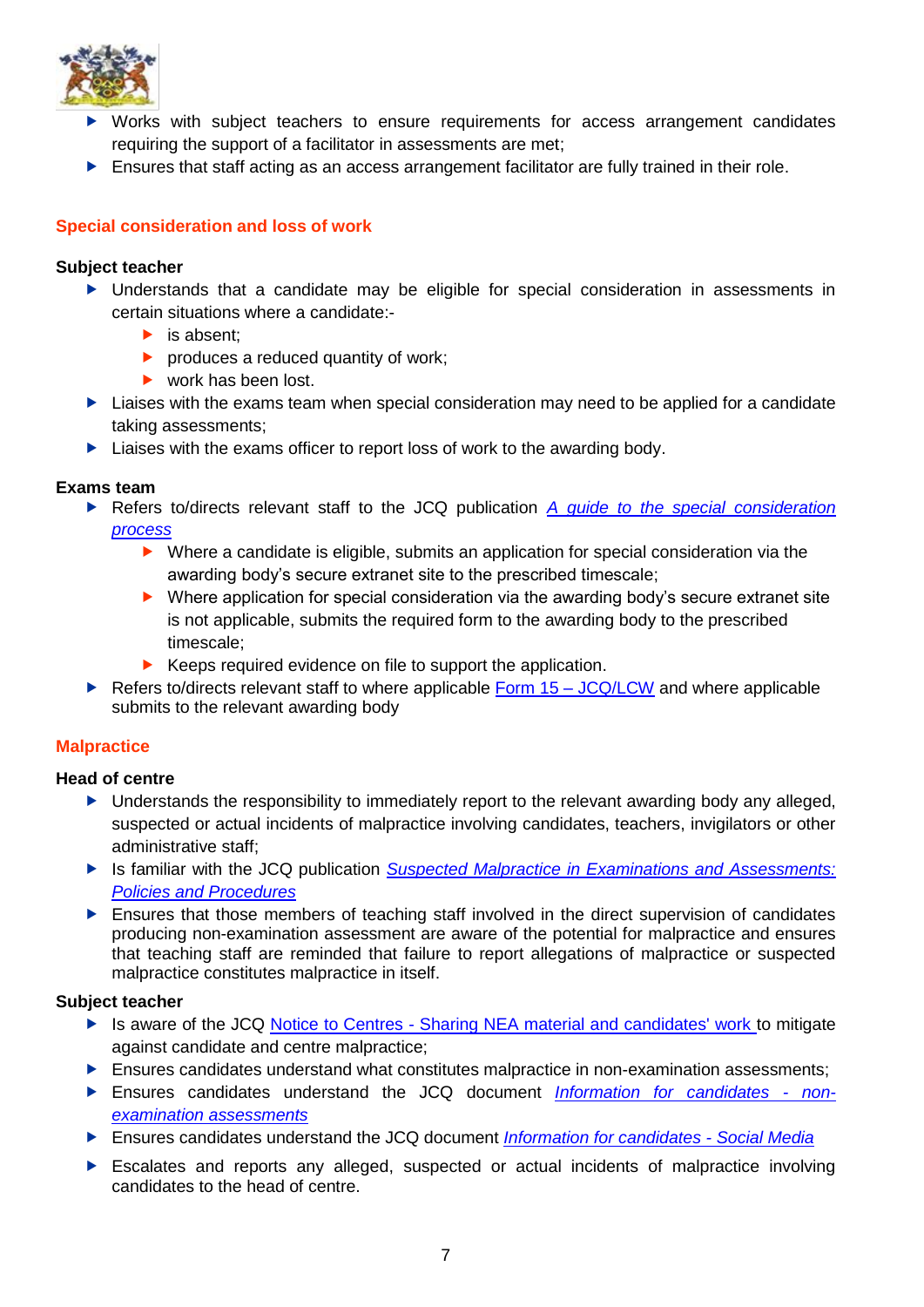- Works with subject teachers to ensure requirements for access arrangement candidates requiring the support of a facilitator in assessments are met;
- Ensures that staff acting as an access arrangement facilitator are fully trained in their role.

## Special consideration and loss of work

**Subject teacher**

- Understands that a candidate may be eligible for special consideration in assessments in certain situations where a candidate:-
  - is absent;
  - produces a reduced quantity of work;
  - work has been lost.
- Liaises with the exams team when special consideration may need to be applied for a candidate taking assessments;
- Liaises with the exams officer to report loss of work to the awarding body.

**Exams team**

- Refers to/directs relevant staff to the JCQ publication *A guide to the special consideration process*
  - Where a candidate is eligible, submits an application for special consideration via the awarding body's secure extranet site to the prescribed timescale;
  - Where application for special consideration via the awarding body's secure extranet site is not applicable, submits the required form to the awarding body to the prescribed timescale;
  - Keeps required evidence on file to support the application.
- Refers to/directs relevant staff to where applicable Form 15 – JCQ/LCW and where applicable submits to the relevant awarding body

## Malpractice

**Head of centre**

- Understands the responsibility to immediately report to the relevant awarding body any alleged, suspected or actual incidents of malpractice involving candidates, teachers, invigilators or other administrative staff;
- Is familiar with the JCQ publication *Suspected Malpractice in Examinations and Assessments: Policies and Procedures*
- Ensures that those members of teaching staff involved in the direct supervision of candidates producing non-examination assessment are aware of the potential for malpractice and ensures that teaching staff are reminded that failure to report allegations of malpractice or suspected malpractice constitutes malpractice in itself.

**Subject teacher**

- Is aware of the JCQ Notice to Centres - Sharing NEA material and candidates' work to mitigate against candidate and centre malpractice;
- Ensures candidates understand what constitutes malpractice in non-examination assessments;
- Ensures candidates understand the JCQ document *Information for candidates - non-examination assessments*
- Ensures candidates understand the JCQ document *Information for candidates - Social Media*
- Escalates and reports any alleged, suspected or actual incidents of malpractice involving candidates to the head of centre.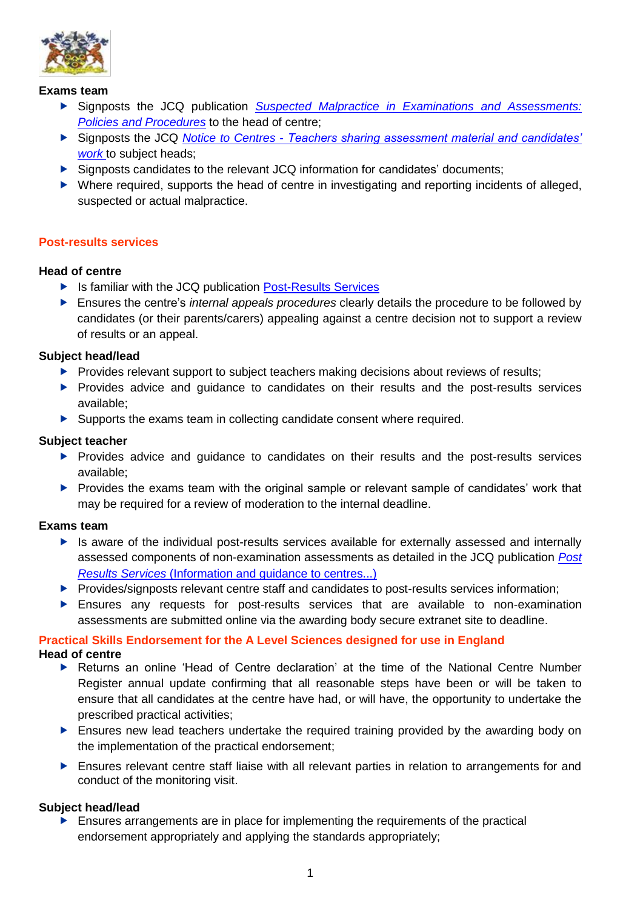**Exams team**

- Signposts the JCQ publication *Suspected Malpractice in Examinations and Assessments: Policies and Procedures* to the head of centre;
- Signposts the JCQ *Notice to Centres - Teachers sharing assessment material and candidates' work* to subject heads;
- Signposts candidates to the relevant JCQ information for candidates' documents;
- Where required, supports the head of centre in investigating and reporting incidents of alleged, suspected or actual malpractice.

## Post-results services

**Head of centre**

- Is familiar with the JCQ publication Post-Results Services
- Ensures the centre's *internal appeals procedures* clearly details the procedure to be followed by candidates (or their parents/carers) appealing against a centre decision not to support a review of results or an appeal.

**Subject head/lead**

- Provides relevant support to subject teachers making decisions about reviews of results;
- Provides advice and guidance to candidates on their results and the post-results services available;
- Supports the exams team in collecting candidate consent where required.

**Subject teacher**

- Provides advice and guidance to candidates on their results and the post-results services available;
- Provides the exams team with the original sample or relevant sample of candidates' work that may be required for a review of moderation to the internal deadline.

**Exams team**

- Is aware of the individual post-results services available for externally assessed and internally assessed components of non-examination assessments as detailed in the JCQ publication *Post Results Services* (Information and guidance to centres...)
- Provides/signposts relevant centre staff and candidates to post-results services information;
- Ensures any requests for post-results services that are available to non-examination assessments are submitted online via the awarding body secure extranet site to deadline.

## Practical Skills Endorsement for the A Level Sciences designed for use in England

**Head of centre**

- Returns an online 'Head of Centre declaration' at the time of the National Centre Number Register annual update confirming that all reasonable steps have been or will be taken to ensure that all candidates at the centre have had, or will have, the opportunity to undertake the prescribed practical activities;
- Ensures new lead teachers undertake the required training provided by the awarding body on the implementation of the practical endorsement;
- Ensures relevant centre staff liaise with all relevant parties in relation to arrangements for and conduct of the monitoring visit.

**Subject head/lead**

- Ensures arrangements are in place for implementing the requirements of the practical endorsement appropriately and applying the standards appropriately;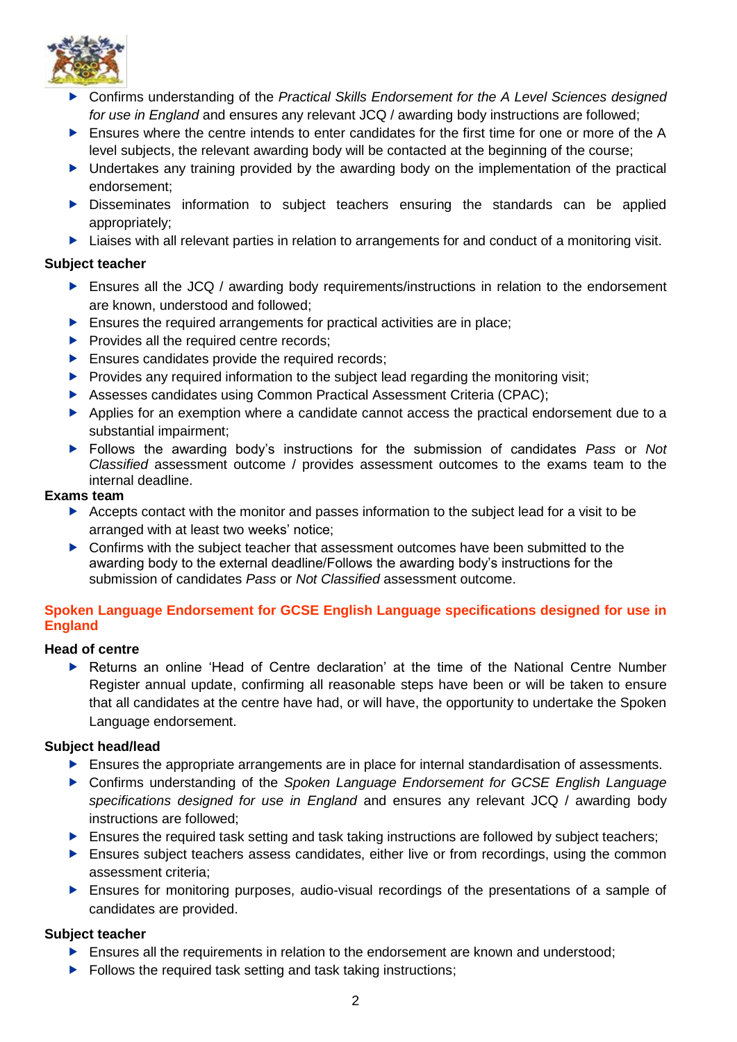- Confirms understanding of the *Practical Skills Endorsement for the A Level Sciences designed for use in England* and ensures any relevant JCQ / awarding body instructions are followed;
- Ensures where the centre intends to enter candidates for the first time for one or more of the A level subjects, the relevant awarding body will be contacted at the beginning of the course;
- Undertakes any training provided by the awarding body on the implementation of the practical endorsement;
- Disseminates information to subject teachers ensuring the standards can be applied appropriately;
- Liaises with all relevant parties in relation to arrangements for and conduct of a monitoring visit.

**Subject teacher**

- Ensures all the JCQ / awarding body requirements/instructions in relation to the endorsement are known, understood and followed;
- Ensures the required arrangements for practical activities are in place;
- Provides all the required centre records;
- Ensures candidates provide the required records;
- Provides any required information to the subject lead regarding the monitoring visit;
- Assesses candidates using Common Practical Assessment Criteria (CPAC);
- Applies for an exemption where a candidate cannot access the practical endorsement due to a substantial impairment;
- Follows the awarding body's instructions for the submission of candidates *Pass* or *Not Classified* assessment outcome / provides assessment outcomes to the exams team to the internal deadline.

**Exams team**

- Accepts contact with the monitor and passes information to the subject lead for a visit to be arranged with at least two weeks' notice;
- Confirms with the subject teacher that assessment outcomes have been submitted to the awarding body to the external deadline/Follows the awarding body's instructions for the submission of candidates *Pass* or *Not Classified* assessment outcome.

### Spoken Language Endorsement for GCSE English Language specifications designed for use in England

**Head of centre**

- Returns an online 'Head of Centre declaration' at the time of the National Centre Number Register annual update, confirming all reasonable steps have been or will be taken to ensure that all candidates at the centre have had, or will have, the opportunity to undertake the Spoken Language endorsement.

**Subject head/lead**

- Ensures the appropriate arrangements are in place for internal standardisation of assessments.
- Confirms understanding of the *Spoken Language Endorsement for GCSE English Language specifications designed for use in England* and ensures any relevant JCQ / awarding body instructions are followed;
- Ensures the required task setting and task taking instructions are followed by subject teachers;
- Ensures subject teachers assess candidates, either live or from recordings, using the common assessment criteria;
- Ensures for monitoring purposes, audio-visual recordings of the presentations of a sample of candidates are provided.

**Subject teacher**

- Ensures all the requirements in relation to the endorsement are known and understood;
- Follows the required task setting and task taking instructions;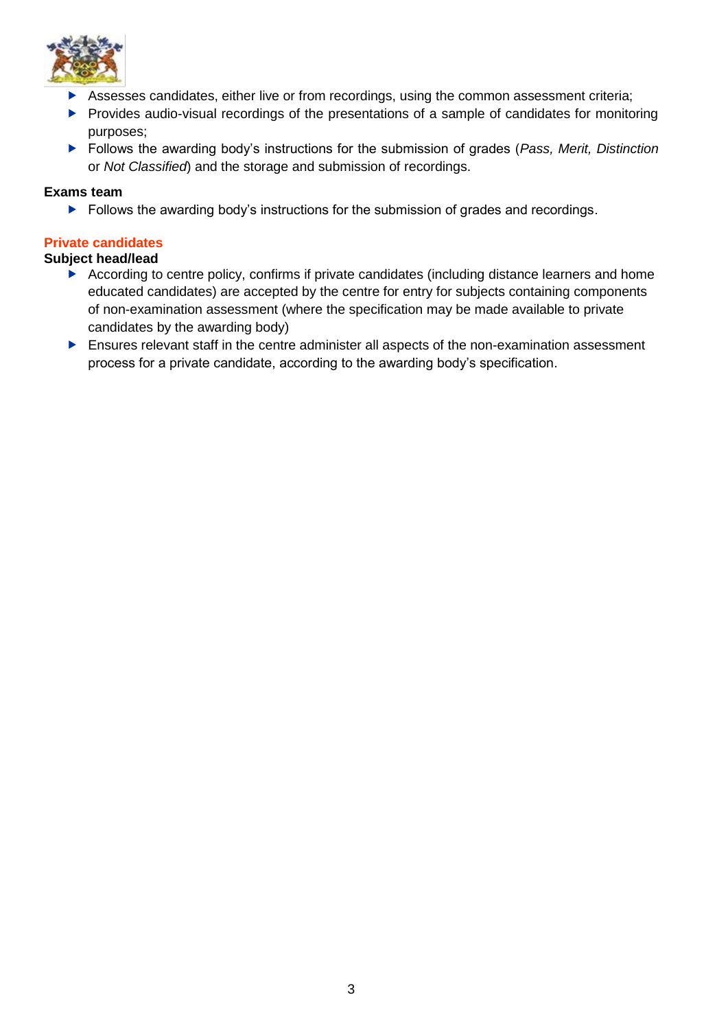- Assesses candidates, either live or from recordings, using the common assessment criteria;
- Provides audio-visual recordings of the presentations of a sample of candidates for monitoring purposes;
- Follows the awarding body's instructions for the submission of grades (*Pass, Merit, Distinction* or *Not Classified*) and the storage and submission of recordings.

**Exams team**

- Follows the awarding body's instructions for the submission of grades and recordings.

## Private candidates

**Subject head/lead**

- According to centre policy, confirms if private candidates (including distance learners and home educated candidates) are accepted by the centre for entry for subjects containing components of non-examination assessment (where the specification may be made available to private candidates by the awarding body)
- Ensures relevant staff in the centre administer all aspects of the non-examination assessment process for a private candidate, according to the awarding body's specification.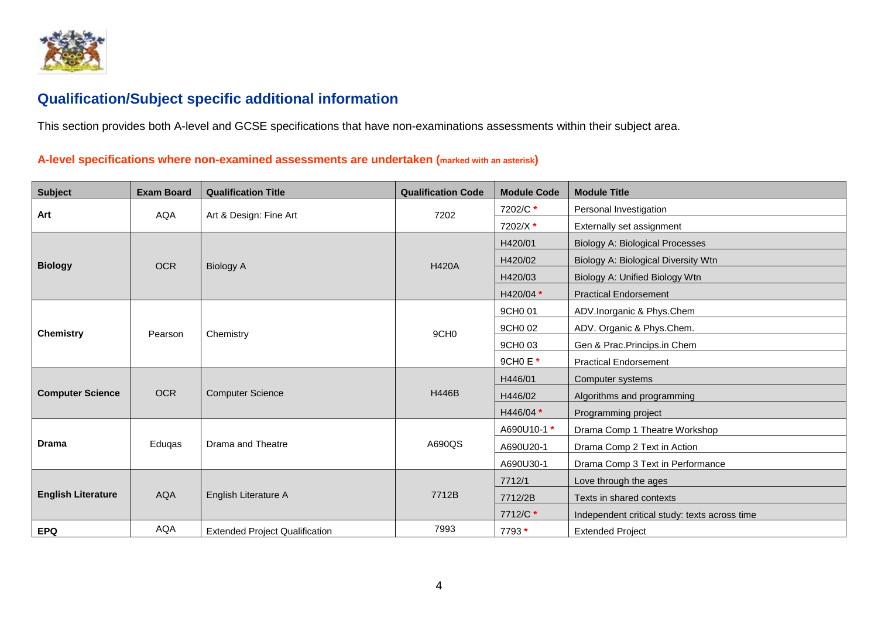## Qualification/Subject specific additional information

This section provides both A-level and GCSE specifications that have non-examinations assessments within their subject area.

### A-level specifications where non-examined assessments are undertaken (marked with an asterisk)

| Subject | Exam Board | Qualification Title | Qualification Code | Module Code | Module Title |
|---|---|---|---|---|---|
| **Art** | AQA | Art & Design: Fine Art | 7202 | 7202/C * | Personal Investigation |
| | | | | 7202/X * | Externally set assignment |
| **Biology** | OCR | Biology A | H420A | H420/01 | Biology A: Biological Processes |
| | | | | H420/02 | Biology A: Biological Diversity Wtn |
| | | | | H420/03 | Biology A: Unified Biology Wtn |
| | | | | H420/04 * | Practical Endorsement |
| **Chemistry** | Pearson | Chemistry | 9CH0 | 9CH0 01 | ADV.Inorganic & Phys.Chem |
| | | | | 9CH0 02 | ADV. Organic & Phys.Chem. |
| | | | | 9CH0 03 | Gen & Prac.Princips.in Chem |
| | | | | 9CH0 E * | Practical Endorsement |
| **Computer Science** | OCR | Computer Science | H446B | H446/01 | Computer systems |
| | | | | H446/02 | Algorithms and programming |
| | | | | H446/04 * | Programming project |
| **Drama** | Eduqas | Drama and Theatre | A690QS | A690U10-1 * | Drama Comp 1 Theatre Workshop |
| | | | | A690U20-1 | Drama Comp 2 Text in Action |
| | | | | A690U30-1 | Drama Comp 3 Text in Performance |
| **English Literature** | AQA | English Literature A | 7712B | 7712/1 | Love through the ages |
| | | | | 7712/2B | Texts in shared contexts |
| | | | | 7712/C * | Independent critical study: texts across time |
| **EPQ** | AQA | Extended Project Qualification | 7993 | 7793 * | Extended Project |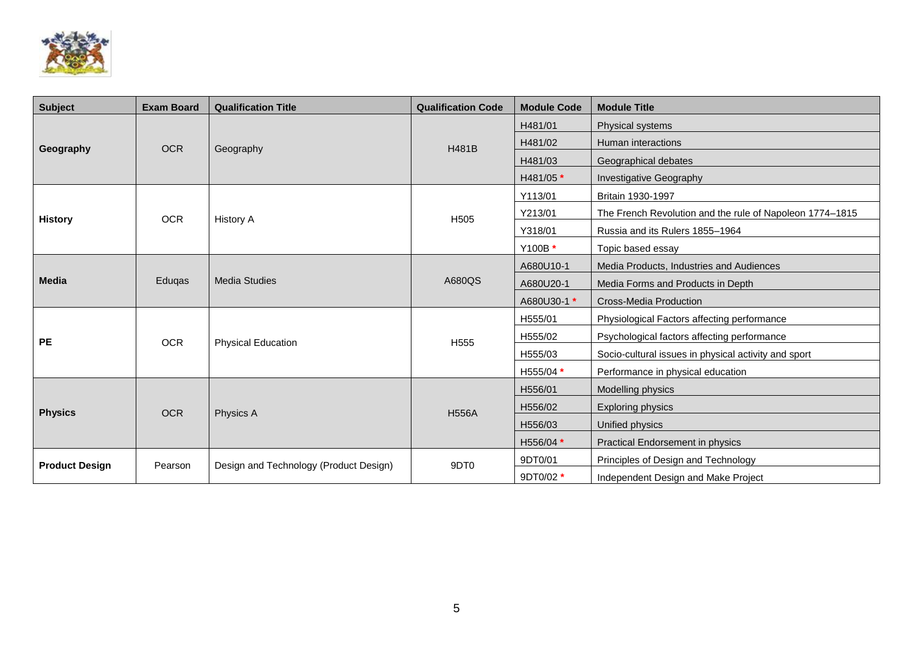| Subject | Exam Board | Qualification Title | Qualification Code | Module Code | Module Title |
|---|---|---|---|---|---|
| **Geography** | OCR | Geography | H481B | H481/01 | Physical systems |
| | | | | H481/02 | Human interactions |
| | | | | H481/03 | Geographical debates |
| | | | | H481/05 * | Investigative Geography |
| **History** | OCR | History A | H505 | Y113/01 | Britain 1930-1997 |
| | | | | Y213/01 | The French Revolution and the rule of Napoleon 1774–1815 |
| | | | | Y318/01 | Russia and its Rulers 1855–1964 |
| | | | | Y100B * | Topic based essay |
| **Media** | Eduqas | Media Studies | A680QS | A680U10-1 | Media Products, Industries and Audiences |
| | | | | A680U20-1 | Media Forms and Products in Depth |
| | | | | A680U30-1 * | Cross-Media Production |
| **PE** | OCR | Physical Education | H555 | H555/01 | Physiological Factors affecting performance |
| | | | | H555/02 | Psychological factors affecting performance |
| | | | | H555/03 | Socio-cultural issues in physical activity and sport |
| | | | | H555/04 * | Performance in physical education |
| **Physics** | OCR | Physics A | H556A | H556/01 | Modelling physics |
| | | | | H556/02 | Exploring physics |
| | | | | H556/03 | Unified physics |
| | | | | H556/04 * | Practical Endorsement in physics |
| **Product Design** | Pearson | Design and Technology (Product Design) | 9DT0 | 9DT0/01 | Principles of Design and Technology |
| | | | | 9DT0/02 * | Independent Design and Make Project |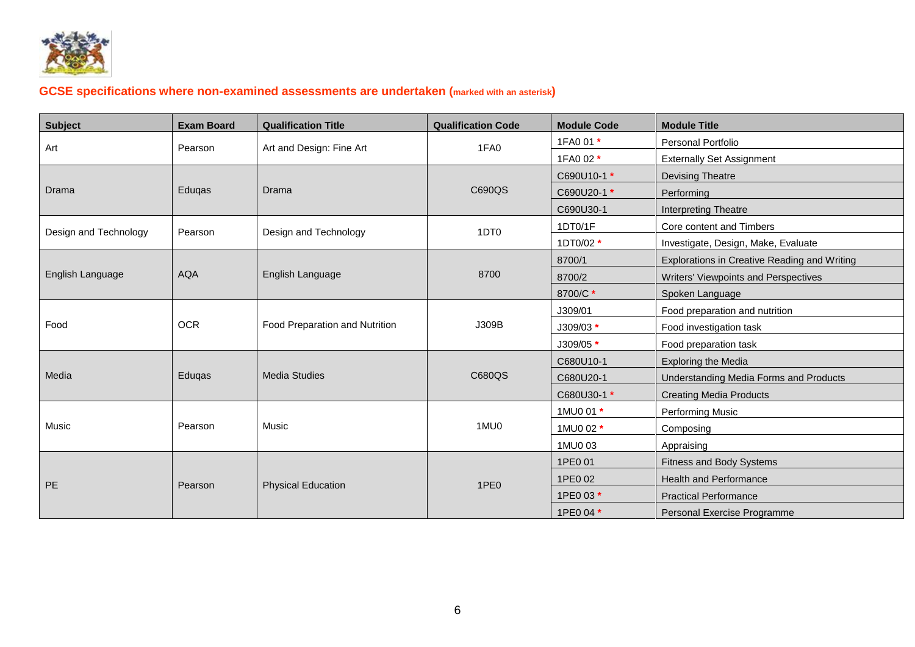## GCSE specifications where non-examined assessments are undertaken (marked with an asterisk)

| Subject | Exam Board | Qualification Title | Qualification Code | Module Code | Module Title |
|---|---|---|---|---|---|
| Art | Pearson | Art and Design: Fine Art | 1FA0 | 1FA0 01 * | Personal Portfolio |
| | | | | 1FA0 02 * | Externally Set Assignment |
| Drama | Eduqas | Drama | C690QS | C690U10-1 * | Devising Theatre |
| | | | | C690U20-1 * | Performing |
| | | | | C690U30-1 | Interpreting Theatre |
| Design and Technology | Pearson | Design and Technology | 1DT0 | 1DT0/1F | Core content and Timbers |
| | | | | 1DT0/02 * | Investigate, Design, Make, Evaluate |
| English Language | AQA | English Language | 8700 | 8700/1 | Explorations in Creative Reading and Writing |
| | | | | 8700/2 | Writers' Viewpoints and Perspectives |
| | | | | 8700/C * | Spoken Language |
| Food | OCR | Food Preparation and Nutrition | J309B | J309/01 | Food preparation and nutrition |
| | | | | J309/03 * | Food investigation task |
| | | | | J309/05 * | Food preparation task |
| Media | Eduqas | Media Studies | C680QS | C680U10-1 | Exploring the Media |
| | | | | C680U20-1 | Understanding Media Forms and Products |
| | | | | C680U30-1 * | Creating Media Products |
| Music | Pearson | Music | 1MU0 | 1MU0 01 * | Performing Music |
| | | | | 1MU0 02 * | Composing |
| | | | | 1MU0 03 | Appraising |
| PE | Pearson | Physical Education | 1PE0 | 1PE0 01 | Fitness and Body Systems |
| | | | | 1PE0 02 | Health and Performance |
| | | | | 1PE0 03 * | Practical Performance |
| | | | | 1PE0 04 * | Personal Exercise Programme |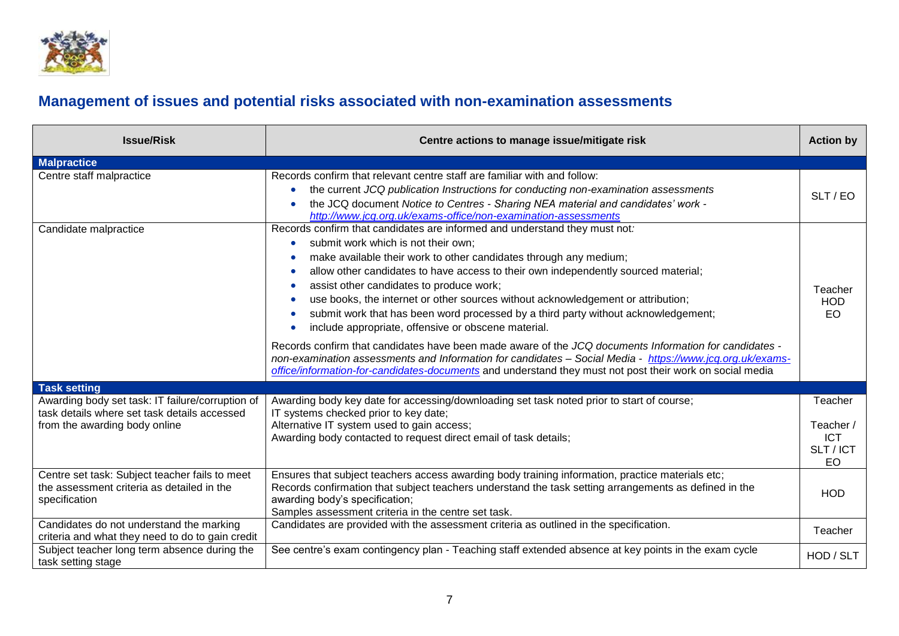## Management of issues and potential risks associated with non-examination assessments

| Issue/Risk | Centre actions to manage issue/mitigate risk | Action by |
|---|---|---|
| **Malpractice** | | |
| Centre staff malpractice | Records confirm that relevant centre staff are familiar with and follow:<br>• the current *JCQ publication Instructions for conducting non-examination assessments*<br>• the JCQ document *Notice to Centres - Sharing NEA material and candidates' work* - *http://www.jcq.org.uk/exams-office/non-examination-assessments* | SLT / EO |
| Candidate malpractice | Records confirm that candidates are informed and understand they must not:<br>• submit work which is not their own;<br>• make available their work to other candidates through any medium;<br>• allow other candidates to have access to their own independently sourced material;<br>• assist other candidates to produce work;<br>• use books, the internet or other sources without acknowledgement or attribution;<br>• submit work that has been word processed by a third party without acknowledgement;<br>• include appropriate, offensive or obscene material.<br><br>Records confirm that candidates have been made aware of the *JCQ documents Information for candidates - non-examination assessments and Information for candidates – Social Media* - *https://www.jcq.org.uk/exams-office/information-for-candidates-documents* and understand they must not post their work on social media | Teacher<br>HOD<br>EO |
| **Task setting** | | |
| Awarding body set task: IT failure/corruption of task details where set task details accessed from the awarding body online | Awarding body key date for accessing/downloading set task noted prior to start of course;<br>IT systems checked prior to key date;<br>Alternative IT system used to gain access;<br>Awarding body contacted to request direct email of task details; | Teacher<br>Teacher / ICT<br>SLT / ICT<br>EO |
| Centre set task: Subject teacher fails to meet the assessment criteria as detailed in the specification | Ensures that subject teachers access awarding body training information, practice materials etc;<br>Records confirmation that subject teachers understand the task setting arrangements as defined in the awarding body's specification;<br>Samples assessment criteria in the centre set task. | HOD |
| Candidates do not understand the marking criteria and what they need to do to gain credit | Candidates are provided with the assessment criteria as outlined in the specification. | Teacher |
| Subject teacher long term absence during the task setting stage | See centre's exam contingency plan - Teaching staff extended absence at key points in the exam cycle | HOD / SLT |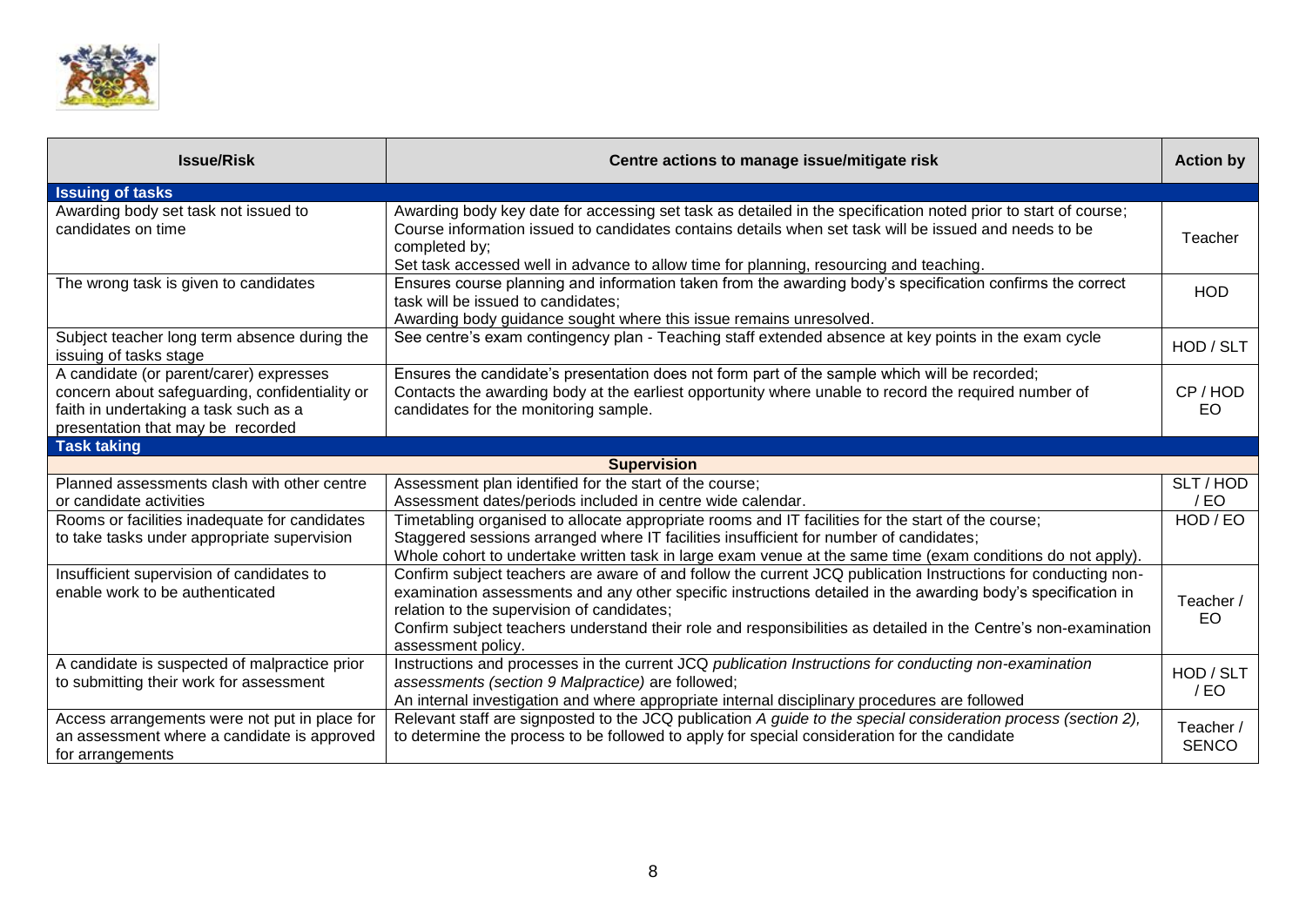| Issue/Risk | Centre actions to manage issue/mitigate risk | Action by |
|---|---|---|
| **Issuing of tasks** | | |
| Awarding body set task not issued to candidates on time | Awarding body key date for accessing set task as detailed in the specification noted prior to start of course; Course information issued to candidates contains details when set task will be issued and needs to be completed by; Set task accessed well in advance to allow time for planning, resourcing and teaching. | Teacher |
| The wrong task is given to candidates | Ensures course planning and information taken from the awarding body's specification confirms the correct task will be issued to candidates; Awarding body guidance sought where this issue remains unresolved. | HOD |
| Subject teacher long term absence during the issuing of tasks stage | See centre's exam contingency plan - Teaching staff extended absence at key points in the exam cycle | HOD / SLT |
| A candidate (or parent/carer) expresses concern about safeguarding, confidentiality or faith in undertaking a task such as a presentation that may be recorded | Ensures the candidate's presentation does not form part of the sample which will be recorded; Contacts the awarding body at the earliest opportunity where unable to record the required number of candidates for the monitoring sample. | CP / HOD EO |
| **Task taking** | | |
| | **Supervision** | |
| Planned assessments clash with other centre or candidate activities | Assessment plan identified for the start of the course; Assessment dates/periods included in centre wide calendar. | SLT / HOD / EO |
| Rooms or facilities inadequate for candidates to take tasks under appropriate supervision | Timetabling organised to allocate appropriate rooms and IT facilities for the start of the course; Staggered sessions arranged where IT facilities insufficient for number of candidates; Whole cohort to undertake written task in large exam venue at the same time (exam conditions do not apply). | HOD / EO |
| Insufficient supervision of candidates to enable work to be authenticated | Confirm subject teachers are aware of and follow the current JCQ publication Instructions for conducting non-examination assessments and any other specific instructions detailed in the awarding body's specification in relation to the supervision of candidates; Confirm subject teachers understand their role and responsibilities as detailed in the Centre's non-examination assessment policy. | Teacher / EO |
| A candidate is suspected of malpractice prior to submitting their work for assessment | Instructions and processes in the current JCQ *publication Instructions for conducting non-examination assessments (section 9 Malpractice)* are followed; An internal investigation and where appropriate internal disciplinary procedures are followed | HOD / SLT / EO |
| Access arrangements were not put in place for an assessment where a candidate is approved for arrangements | Relevant staff are signposted to the JCQ publication *A guide to the special consideration process (section 2),* to determine the process to be followed to apply for special consideration for the candidate | Teacher / SENCO |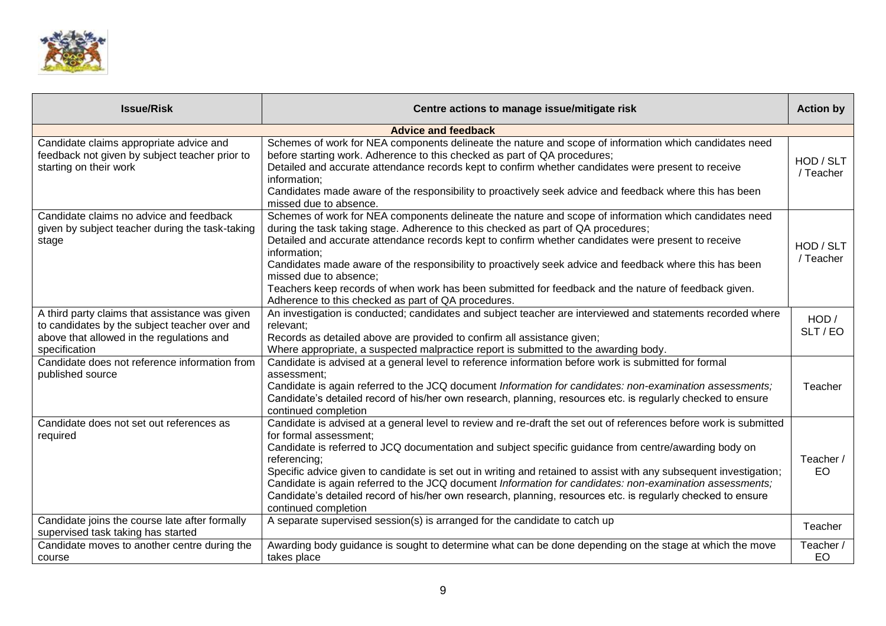| Issue/Risk | Centre actions to manage issue/mitigate risk | Action by |
|---|---|---|
| **Advice and feedback** | | |
| Candidate claims appropriate advice and feedback not given by subject teacher prior to starting on their work | Schemes of work for NEA components delineate the nature and scope of information which candidates need before starting work. Adherence to this checked as part of QA procedures;<br>Detailed and accurate attendance records kept to confirm whether candidates were present to receive information;<br>Candidates made aware of the responsibility to proactively seek advice and feedback where this has been missed due to absence. | HOD / SLT / Teacher |
| Candidate claims no advice and feedback given by subject teacher during the task-taking stage | Schemes of work for NEA components delineate the nature and scope of information which candidates need during the task taking stage. Adherence to this checked as part of QA procedures;<br>Detailed and accurate attendance records kept to confirm whether candidates were present to receive information;<br>Candidates made aware of the responsibility to proactively seek advice and feedback where this has been missed due to absence;<br>Teachers keep records of when work has been submitted for feedback and the nature of feedback given. Adherence to this checked as part of QA procedures. | HOD / SLT / Teacher |
| A third party claims that assistance was given to candidates by the subject teacher over and above that allowed in the regulations and specification | An investigation is conducted; candidates and subject teacher are interviewed and statements recorded where relevant;<br>Records as detailed above are provided to confirm all assistance given;<br>Where appropriate, a suspected malpractice report is submitted to the awarding body. | HOD / SLT / EO |
| Candidate does not reference information from published source | Candidate is advised at a general level to reference information before work is submitted for formal assessment;<br>Candidate is again referred to the JCQ document *Information for candidates: non-examination assessments;*<br>Candidate's detailed record of his/her own research, planning, resources etc. is regularly checked to ensure continued completion | Teacher |
| Candidate does not set out references as required | Candidate is advised at a general level to review and re-draft the set out of references before work is submitted for formal assessment;<br>Candidate is referred to JCQ documentation and subject specific guidance from centre/awarding body on referencing;<br>Specific advice given to candidate is set out in writing and retained to assist with any subsequent investigation;<br>Candidate is again referred to the JCQ document *Information for candidates: non-examination assessments;*<br>Candidate's detailed record of his/her own research, planning, resources etc. is regularly checked to ensure continued completion | Teacher / EO |
| Candidate joins the course late after formally supervised task taking has started | A separate supervised session(s) is arranged for the candidate to catch up | Teacher |
| Candidate moves to another centre during the course | Awarding body guidance is sought to determine what can be done depending on the stage at which the move takes place | Teacher / EO |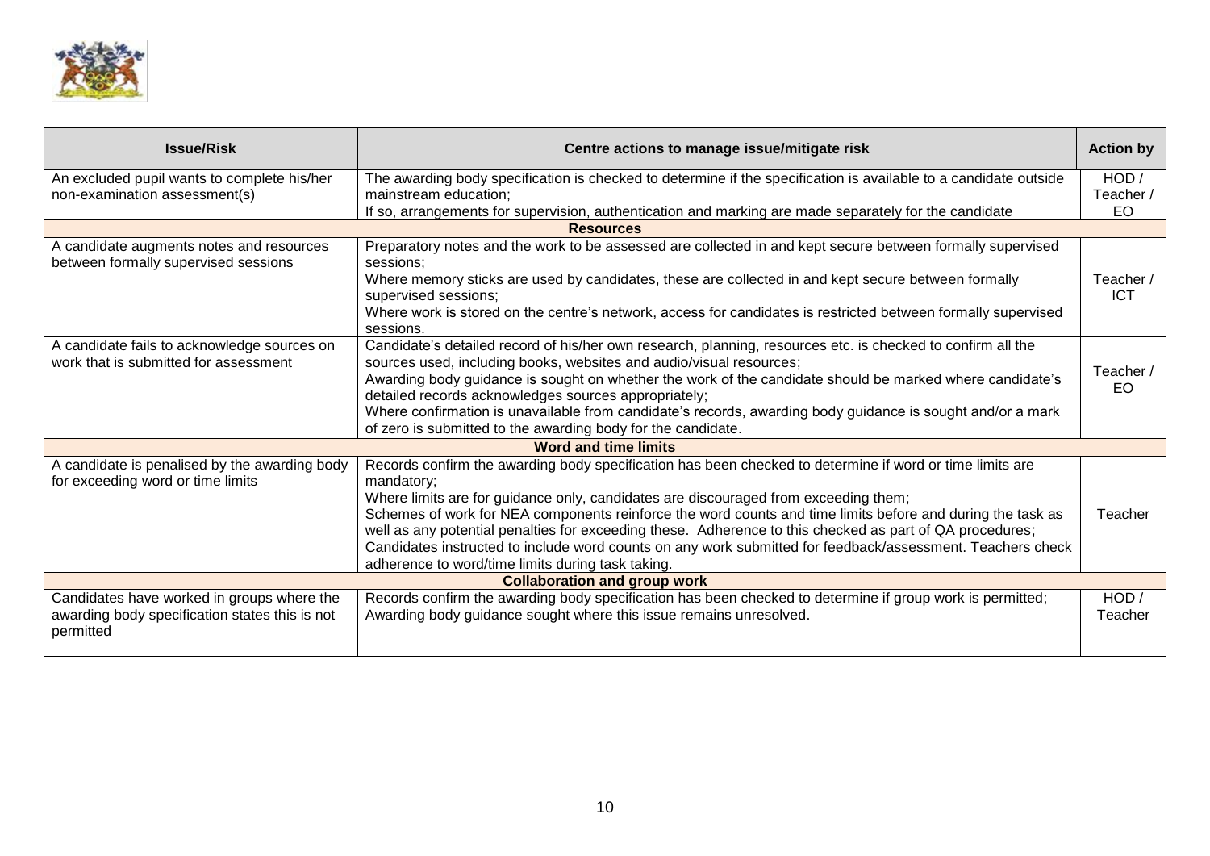| Issue/Risk | Centre actions to manage issue/mitigate risk | Action by |
|---|---|---|
| An excluded pupil wants to complete his/her non-examination assessment(s) | The awarding body specification is checked to determine if the specification is available to a candidate outside mainstream education;<br>If so, arrangements for supervision, authentication and marking are made separately for the candidate | HOD / Teacher / EO |
| **Resources** | | |
| A candidate augments notes and resources between formally supervised sessions | Preparatory notes and the work to be assessed are collected in and kept secure between formally supervised sessions;<br>Where memory sticks are used by candidates, these are collected in and kept secure between formally supervised sessions;<br>Where work is stored on the centre's network, access for candidates is restricted between formally supervised sessions. | Teacher / ICT |
| A candidate fails to acknowledge sources on work that is submitted for assessment | Candidate's detailed record of his/her own research, planning, resources etc. is checked to confirm all the sources used, including books, websites and audio/visual resources;<br>Awarding body guidance is sought on whether the work of the candidate should be marked where candidate's detailed records acknowledges sources appropriately;<br>Where confirmation is unavailable from candidate's records, awarding body guidance is sought and/or a mark of zero is submitted to the awarding body for the candidate. | Teacher / EO |
| **Word and time limits** | | |
| A candidate is penalised by the awarding body for exceeding word or time limits | Records confirm the awarding body specification has been checked to determine if word or time limits are mandatory;<br>Where limits are for guidance only, candidates are discouraged from exceeding them;<br>Schemes of work for NEA components reinforce the word counts and time limits before and during the task as well as any potential penalties for exceeding these. Adherence to this checked as part of QA procedures;<br>Candidates instructed to include word counts on any work submitted for feedback/assessment. Teachers check adherence to word/time limits during task taking. | Teacher |
| **Collaboration and group work** | | |
| Candidates have worked in groups where the awarding body specification states this is not permitted | Records confirm the awarding body specification has been checked to determine if group work is permitted;<br>Awarding body guidance sought where this issue remains unresolved. | HOD / Teacher |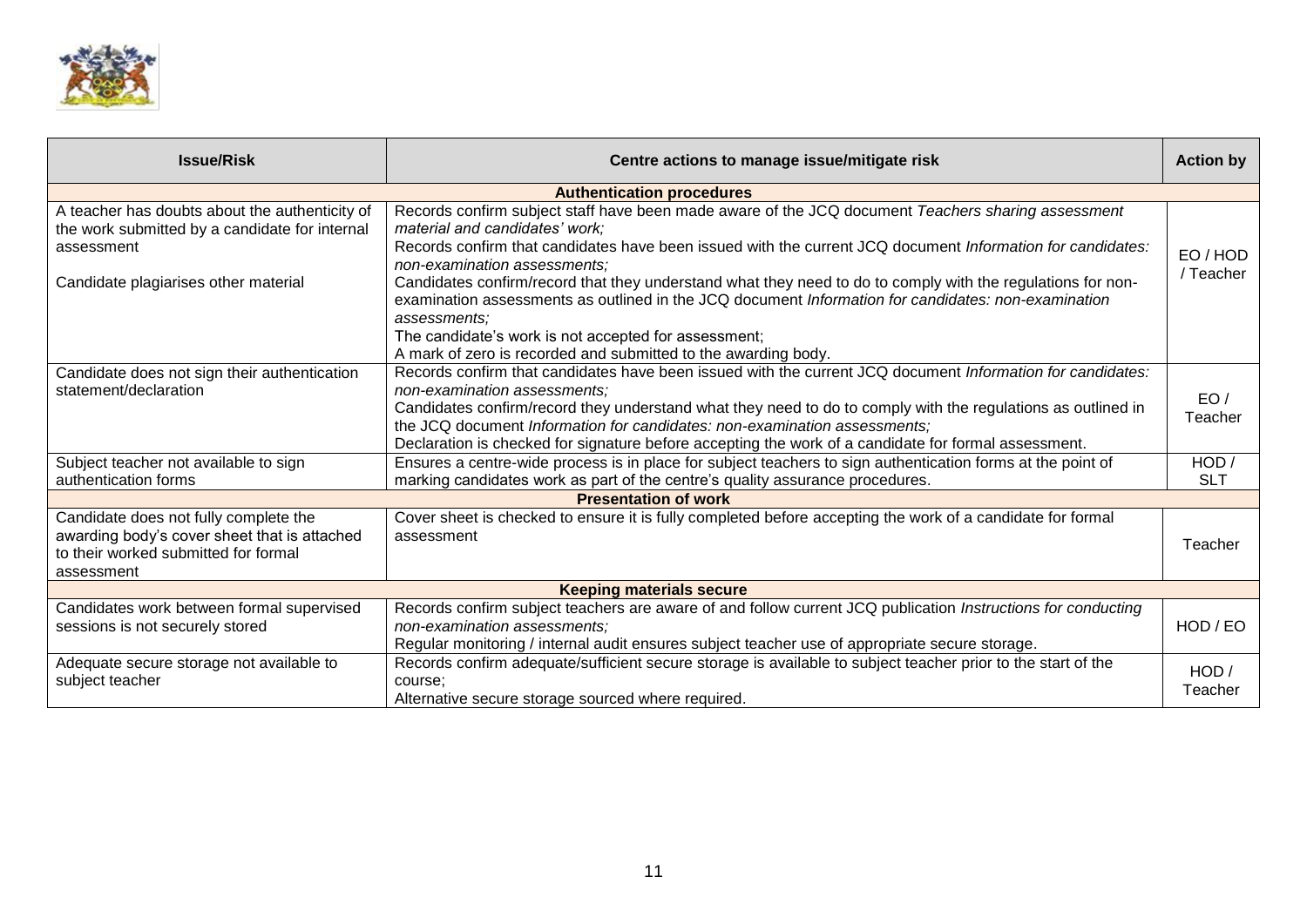| Issue/Risk | Centre actions to manage issue/mitigate risk | Action by |
|---|---|---|
| **Authentication procedures** | | |
| A teacher has doubts about the authenticity of the work submitted by a candidate for internal assessment<br><br>Candidate plagiarises other material | Records confirm subject staff have been made aware of the JCQ document *Teachers sharing assessment material and candidates' work;*<br>Records confirm that candidates have been issued with the current JCQ document *Information for candidates: non-examination assessments;*<br>Candidates confirm/record that they understand what they need to do to comply with the regulations for non-examination assessments as outlined in the JCQ document *Information for candidates: non-examination assessments;*<br>The candidate's work is not accepted for assessment;<br>A mark of zero is recorded and submitted to the awarding body. | EO / HOD / Teacher |
| Candidate does not sign their authentication statement/declaration | Records confirm that candidates have been issued with the current JCQ document *Information for candidates: non-examination assessments;*<br>Candidates confirm/record they understand what they need to do to comply with the regulations as outlined in the JCQ document *Information for candidates: non-examination assessments;*<br>Declaration is checked for signature before accepting the work of a candidate for formal assessment. | EO / Teacher |
| Subject teacher not available to sign authentication forms | Ensures a centre-wide process is in place for subject teachers to sign authentication forms at the point of marking candidates work as part of the centre's quality assurance procedures. | HOD / SLT |
| **Presentation of work** | | |
| Candidate does not fully complete the awarding body's cover sheet that is attached to their worked submitted for formal assessment | Cover sheet is checked to ensure it is fully completed before accepting the work of a candidate for formal assessment | Teacher |
| **Keeping materials secure** | | |
| Candidates work between formal supervised sessions is not securely stored | Records confirm subject teachers are aware of and follow current JCQ publication *Instructions for conducting non-examination assessments;*<br>Regular monitoring / internal audit ensures subject teacher use of appropriate secure storage. | HOD / EO |
| Adequate secure storage not available to subject teacher | Records confirm adequate/sufficient secure storage is available to subject teacher prior to the start of the course;<br>Alternative secure storage sourced where required. | HOD / Teacher |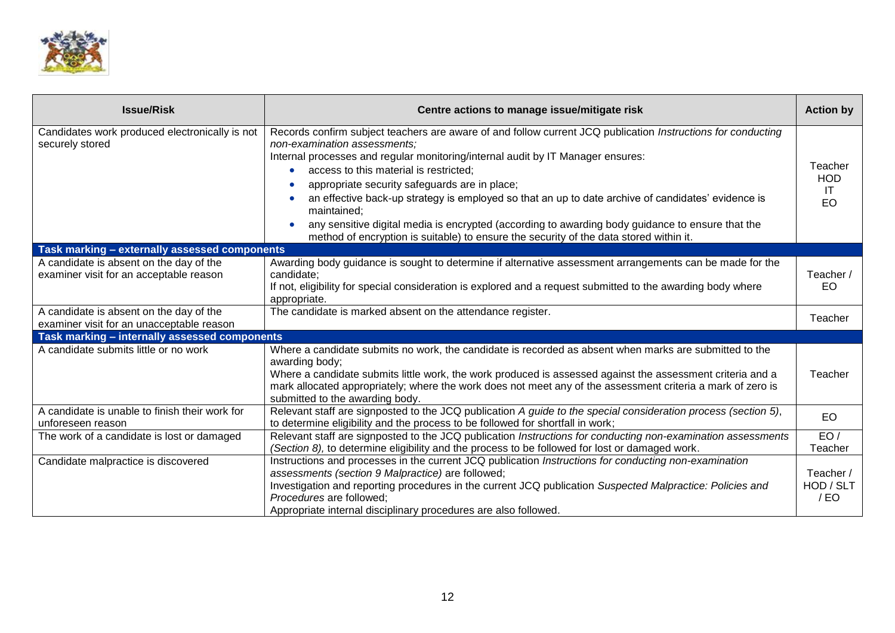| Issue/Risk | Centre actions to manage issue/mitigate risk | Action by |
|---|---|---|
| Candidates work produced electronically is not securely stored | Records confirm subject teachers are aware of and follow current JCQ publication *Instructions for conducting non-examination assessments;*<br>Internal processes and regular monitoring/internal audit by IT Manager ensures:<br>• access to this material is restricted;<br>• appropriate security safeguards are in place;<br>• an effective back-up strategy is employed so that an up to date archive of candidates' evidence is maintained;<br>• any sensitive digital media is encrypted (according to awarding body guidance to ensure that the method of encryption is suitable) to ensure the security of the data stored within it. | Teacher<br>HOD<br>IT<br>EO |
| **Task marking – externally assessed components** | | |
| A candidate is absent on the day of the examiner visit for an acceptable reason | Awarding body guidance is sought to determine if alternative assessment arrangements can be made for the candidate;<br>If not, eligibility for special consideration is explored and a request submitted to the awarding body where appropriate. | Teacher / EO |
| A candidate is absent on the day of the examiner visit for an unacceptable reason | The candidate is marked absent on the attendance register. | Teacher |
| **Task marking – internally assessed components** | | |
| A candidate submits little or no work | Where a candidate submits no work, the candidate is recorded as absent when marks are submitted to the awarding body;<br>Where a candidate submits little work, the work produced is assessed against the assessment criteria and a mark allocated appropriately; where the work does not meet any of the assessment criteria a mark of zero is submitted to the awarding body. | Teacher |
| A candidate is unable to finish their work for unforeseen reason | Relevant staff are signposted to the JCQ publication *A guide to the special consideration process (section 5)*, to determine eligibility and the process to be followed for shortfall in work; | EO |
| The work of a candidate is lost or damaged | Relevant staff are signposted to the JCQ publication *Instructions for conducting non-examination assessments (Section 8),* to determine eligibility and the process to be followed for lost or damaged work. | EO / Teacher |
| Candidate malpractice is discovered | Instructions and processes in the current JCQ publication *Instructions for conducting non-examination assessments (section 9 Malpractice)* are followed;<br>Investigation and reporting procedures in the current JCQ publication *Suspected Malpractice: Policies and Procedures* are followed;<br>Appropriate internal disciplinary procedures are also followed. | Teacher / HOD / SLT / EO |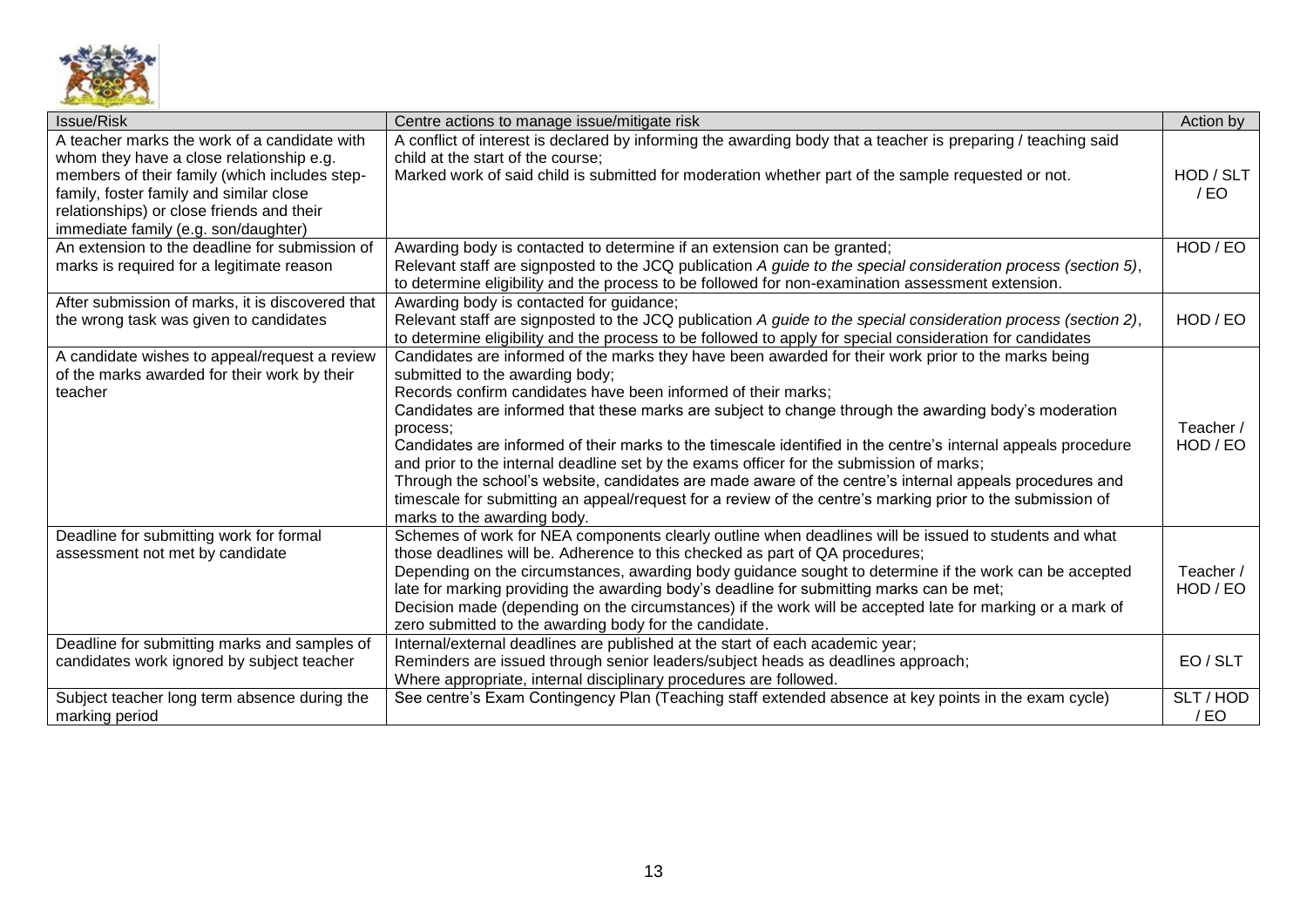| Issue/Risk | Centre actions to manage issue/mitigate risk | Action by |
|---|---|---|
| A teacher marks the work of a candidate with whom they have a close relationship e.g. members of their family (which includes step-family, foster family and similar close relationships) or close friends and their immediate family (e.g. son/daughter) | A conflict of interest is declared by informing the awarding body that a teacher is preparing / teaching said child at the start of the course;<br>Marked work of said child is submitted for moderation whether part of the sample requested or not. | HOD / SLT / EO |
| An extension to the deadline for submission of marks is required for a legitimate reason | Awarding body is contacted to determine if an extension can be granted;<br>Relevant staff are signposted to the JCQ publication *A guide to the special consideration process (section 5)*, to determine eligibility and the process to be followed for non-examination assessment extension. | HOD / EO |
| After submission of marks, it is discovered that the wrong task was given to candidates | Awarding body is contacted for guidance;<br>Relevant staff are signposted to the JCQ publication *A guide to the special consideration process (section 2)*, to determine eligibility and the process to be followed to apply for special consideration for candidates | HOD / EO |
| A candidate wishes to appeal/request a review of the marks awarded for their work by their teacher | Candidates are informed of the marks they have been awarded for their work prior to the marks being submitted to the awarding body;<br>Records confirm candidates have been informed of their marks;<br>Candidates are informed that these marks are subject to change through the awarding body's moderation process;<br>Candidates are informed of their marks to the timescale identified in the centre's internal appeals procedure and prior to the internal deadline set by the exams officer for the submission of marks;<br>Through the school's website, candidates are made aware of the centre's internal appeals procedures and timescale for submitting an appeal/request for a review of the centre's marking prior to the submission of marks to the awarding body. | Teacher / HOD / EO |
| Deadline for submitting work for formal assessment not met by candidate | Schemes of work for NEA components clearly outline when deadlines will be issued to students and what those deadlines will be. Adherence to this checked as part of QA procedures;<br>Depending on the circumstances, awarding body guidance sought to determine if the work can be accepted late for marking providing the awarding body's deadline for submitting marks can be met;<br>Decision made (depending on the circumstances) if the work will be accepted late for marking or a mark of zero submitted to the awarding body for the candidate. | Teacher / HOD / EO |
| Deadline for submitting marks and samples of candidates work ignored by subject teacher | Internal/external deadlines are published at the start of each academic year;<br>Reminders are issued through senior leaders/subject heads as deadlines approach;<br>Where appropriate, internal disciplinary procedures are followed. | EO / SLT |
| Subject teacher long term absence during the marking period | See centre's Exam Contingency Plan (Teaching staff extended absence at key points in the exam cycle) | SLT / HOD / EO |